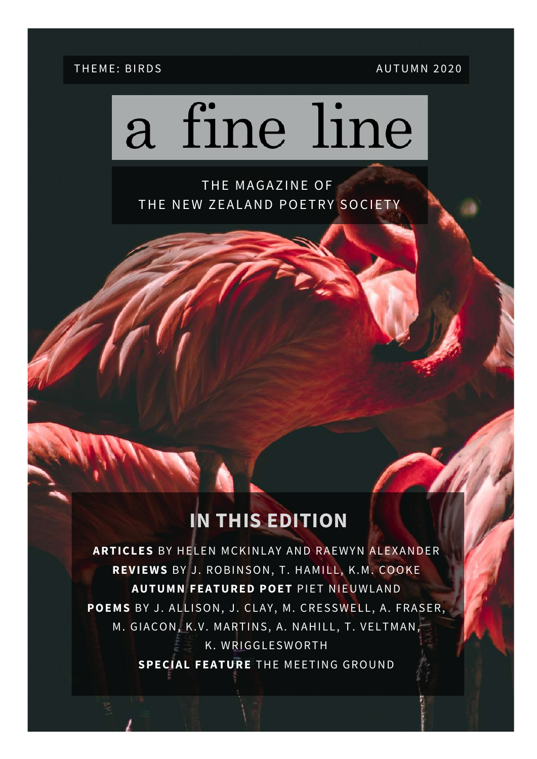THEME: BIRDS AUTUMN 2020

# a fine line

THE MAGAZINE OF
THE NEW ZEALAND POETRY SOCIETY

## IN THIS EDITION

**ARTICLES** BY HELEN MCKINLAY AND RAEWYN ALEXANDER

**REVIEWS** BY J. ROBINSON, T. HAMILL, K.M. COOKE

**AUTUMN FEATURED POET** PIET NIEUWLAND

**POEMS** BY J. ALLISON, J. CLAY, M. CRESSWELL, A. FRASER, M. GIACON, K.V. MARTINS, A. NAHILL, T. VELTMAN, K. WRIGGLESWORTH

**SPECIAL FEATURE** THE MEETING GROUND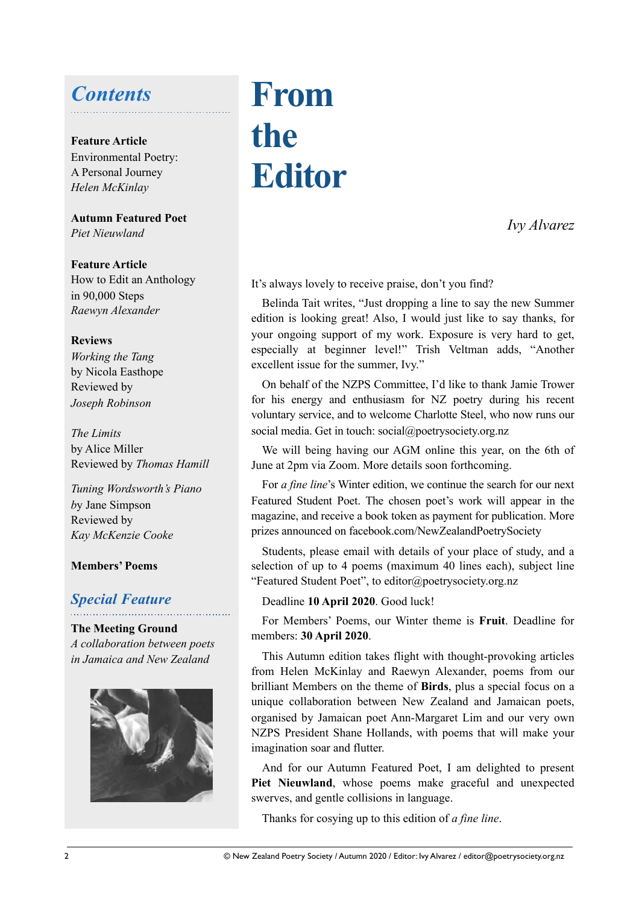## *Contents*

**Feature Article**
Environmental Poetry:
A Personal Journey
*Helen McKinlay*

**Autumn Featured Poet**
*Piet Nieuwland*

**Feature Article**
How to Edit an Anthology
in 90,000 Steps
*Raewyn Alexander*

**Reviews**
*Working the Tang*
by Nicola Easthope
Reviewed by
*Joseph Robinson*

*The Limits*
by Alice Miller
Reviewed by *Thomas Hamill*

*Tuning Wordsworth's Piano*
*by* Jane Simpson
Reviewed by
*Kay McKenzie Cooke*

**Members' Poems**

## *Special Feature*

**The Meeting Ground**
*A collaboration between poets in Jamaica and New Zealand*

# From the Editor

*Ivy Alvarez*

It's always lovely to receive praise, don't you find?

Belinda Tait writes, "Just dropping a line to say the new Summer edition is looking great! Also, I would just like to say thanks, for your ongoing support of my work. Exposure is very hard to get, especially at beginner level!" Trish Veltman adds, "Another excellent issue for the summer, Ivy."

On behalf of the NZPS Committee, I'd like to thank Jamie Trower for his energy and enthusiasm for NZ poetry during his recent voluntary service, and to welcome Charlotte Steel, who now runs our social media. Get in touch: social@poetrysociety.org.nz

We will being having our AGM online this year, on the 6th of June at 2pm via Zoom. More details soon forthcoming.

For *a fine line*'s Winter edition, we continue the search for our next Featured Student Poet. The chosen poet's work will appear in the magazine, and receive a book token as payment for publication. More prizes announced on facebook.com/NewZealandPoetrySociety

Students, please email with details of your place of study, and a selection of up to 4 poems (maximum 40 lines each), subject line "Featured Student Poet", to editor@poetrysociety.org.nz

Deadline **10 April 2020**. Good luck!

For Members' Poems, our Winter theme is **Fruit**. Deadline for members: **30 April 2020**.

This Autumn edition takes flight with thought-provoking articles from Helen McKinlay and Raewyn Alexander, poems from our brilliant Members on the theme of **Birds**, plus a special focus on a unique collaboration between New Zealand and Jamaican poets, organised by Jamaican poet Ann-Margaret Lim and our very own NZPS President Shane Hollands, with poems that will make your imagination soar and flutter.

And for our Autumn Featured Poet, I am delighted to present **Piet Nieuwland**, whose poems make graceful and unexpected swerves, and gentle collisions in language.

Thanks for cosying up to this edition of *a fine line*.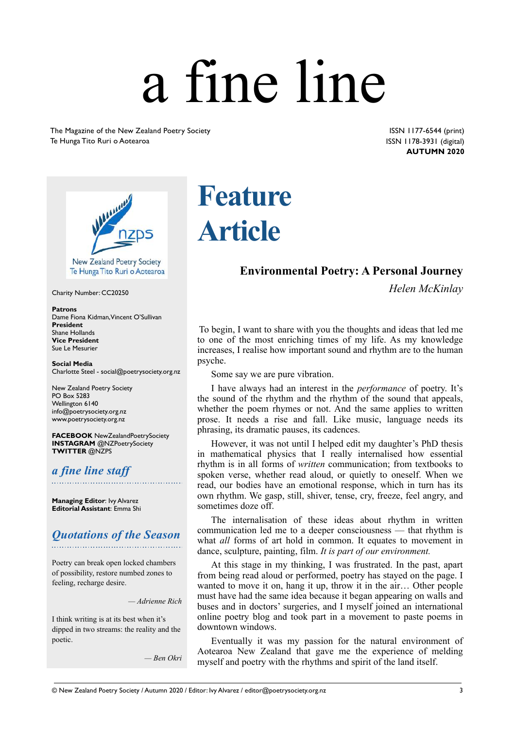# a fine line

The Magazine of the New Zealand Poetry Society
Te Hunga Tito Ruri o Aotearoa

ISSN 1177-6544 (print)
ISSN 1178-3931 (digital)
**AUTUMN 2020**

New Zealand Poetry Society
Te Hunga Tito Ruri o Aotearoa

Charity Number: CC20250

**Patrons**
Dame Fiona Kidman, Vincent O'Sullivan
**President**
Shane Hollands
**Vice President**
Sue Le Mesurier

**Social Media**
Charlotte Steel - social@poetrysociety.org.nz

New Zealand Poetry Society
PO Box 5283
Wellington 6140
info@poetrysociety.org.nz
www.poetrysociety.org.nz

**FACEBOOK** NewZealandPoetrySociety
**INSTAGRAM** @NZPoetrySociety
**TWITTER** @NZPS

## *a fine line staff*

**Managing Editor**: Ivy Alvarez
**Editorial Assistant**: Emma Shi

## *Quotations of the Season*

Poetry can break open locked chambers of possibility, restore numbed zones to feeling, recharge desire.

*— Adrienne Rich*

I think writing is at its best when it's dipped in two streams: the reality and the poetic.

*— Ben Okri*

# Feature Article

## Environmental Poetry: A Personal Journey

*Helen McKinlay*

To begin, I want to share with you the thoughts and ideas that led me to one of the most enriching times of my life. As my knowledge increases, I realise how important sound and rhythm are to the human psyche.

Some say we are pure vibration.

I have always had an interest in the *performance* of poetry. It's the sound of the rhythm and the rhythm of the sound that appeals, whether the poem rhymes or not. And the same applies to written prose. It needs a rise and fall. Like music, language needs its phrasing, its dramatic pauses, its cadences.

However, it was not until I helped edit my daughter's PhD thesis in mathematical physics that I really internalised how essential rhythm is in all forms of *written* communication; from textbooks to spoken verse, whether read aloud, or quietly to oneself. When we read, our bodies have an emotional response, which in turn has its own rhythm. We gasp, still, shiver, tense, cry, freeze, feel angry, and sometimes doze off.

The internalisation of these ideas about rhythm in written communication led me to a deeper consciousness — that rhythm is what *all* forms of art hold in common. It equates to movement in dance, sculpture, painting, film. *It is part of our environment.*

At this stage in my thinking, I was frustrated. In the past, apart from being read aloud or performed, poetry has stayed on the page. I wanted to move it on, hang it up, throw it in the air… Other people must have had the same idea because it began appearing on walls and buses and in doctors' surgeries, and I myself joined an international online poetry blog and took part in a movement to paste poems in downtown windows.

Eventually it was my passion for the natural environment of Aotearoa New Zealand that gave me the experience of melding myself and poetry with the rhythms and spirit of the land itself.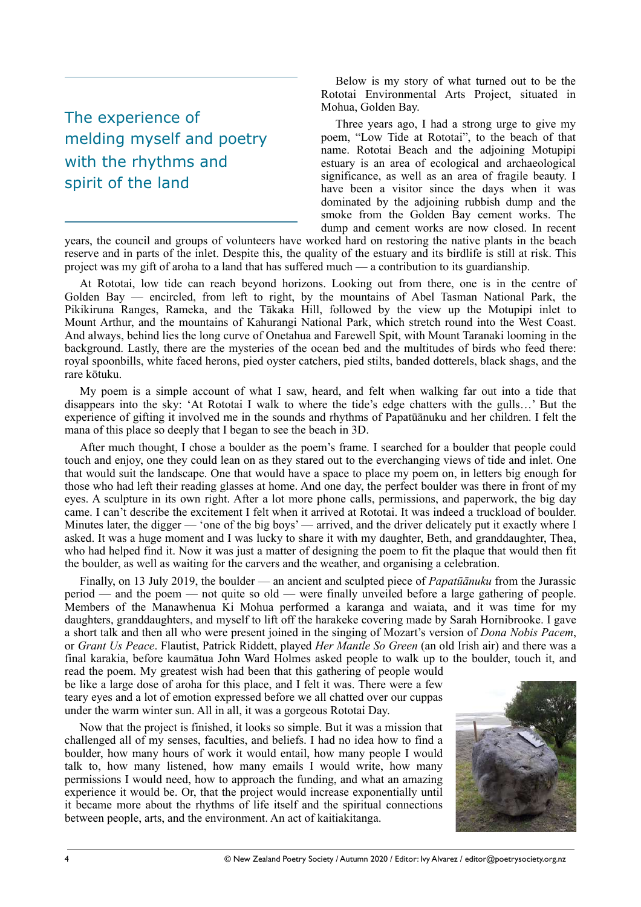## The experience of melding myself and poetry with the rhythms and spirit of the land

Below is my story of what turned out to be the Rototai Environmental Arts Project, situated in Mohua, Golden Bay.

Three years ago, I had a strong urge to give my poem, “Low Tide at Rototai”, to the beach of that name. Rototai Beach and the adjoining Motupipi estuary is an area of ecological and archaeological significance, as well as an area of fragile beauty. I have been a visitor since the days when it was dominated by the adjoining rubbish dump and the smoke from the Golden Bay cement works. The dump and cement works are now closed. In recent years, the council and groups of volunteers have worked hard on restoring the native plants in the beach reserve and in parts of the inlet. Despite this, the quality of the estuary and its birdlife is still at risk. This project was my gift of aroha to a land that has suffered much — a contribution to its guardianship.

At Rototai, low tide can reach beyond horizons. Looking out from there, one is in the centre of Golden Bay — encircled, from left to right, by the mountains of Abel Tasman National Park, the Pikikiruna Ranges, Rameka, and the Tākaka Hill, followed by the view up the Motupipi inlet to Mount Arthur, and the mountains of Kahurangi National Park, which stretch round into the West Coast. And always, behind lies the long curve of Onetahua and Farewell Spit, with Mount Taranaki looming in the background. Lastly, there are the mysteries of the ocean bed and the multitudes of birds who feed there: royal spoonbills, white faced herons, pied oyster catchers, pied stilts, banded dotterels, black shags, and the rare kōtuku.

My poem is a simple account of what I saw, heard, and felt when walking far out into a tide that disappears into the sky: ‘At Rototai I walk to where the tide’s edge chatters with the gulls…’ But the experience of gifting it involved me in the sounds and rhythms of Papatūānuku and her children. I felt the mana of this place so deeply that I began to see the beach in 3D.

After much thought, I chose a boulder as the poem’s frame. I searched for a boulder that people could touch and enjoy, one they could lean on as they stared out to the everchanging views of tide and inlet. One that would suit the landscape. One that would have a space to place my poem on, in letters big enough for those who had left their reading glasses at home. And one day, the perfect boulder was there in front of my eyes. A sculpture in its own right. After a lot more phone calls, permissions, and paperwork, the big day came. I can’t describe the excitement I felt when it arrived at Rototai. It was indeed a truckload of boulder. Minutes later, the digger — ‘one of the big boys’ — arrived, and the driver delicately put it exactly where I asked. It was a huge moment and I was lucky to share it with my daughter, Beth, and granddaughter, Thea, who had helped find it. Now it was just a matter of designing the poem to fit the plaque that would then fit the boulder, as well as waiting for the carvers and the weather, and organising a celebration.

Finally, on 13 July 2019, the boulder — an ancient and sculpted piece of *Papatūānuku* from the Jurassic period — and the poem — not quite so old — were finally unveiled before a large gathering of people. Members of the Manawhenua Ki Mohua performed a karanga and waiata, and it was time for my daughters, granddaughters, and myself to lift off the harakeke covering made by Sarah Hornibrooke. I gave a short talk and then all who were present joined in the singing of Mozart’s version of *Dona Nobis Pacem*, or *Grant Us Peace*. Flautist, Patrick Riddett, played *Her Mantle So Green* (an old Irish air) and there was a final karakia, before kaumātua John Ward Holmes asked people to walk up to the boulder, touch it, and read the poem. My greatest wish had been that this gathering of people would be like a large dose of aroha for this place, and I felt it was. There were a few teary eyes and a lot of emotion expressed before we all chatted over our cuppas under the warm winter sun. All in all, it was a gorgeous Rototai Day.

Now that the project is finished, it looks so simple. But it was a mission that challenged all of my senses, faculties, and beliefs. I had no idea how to find a boulder, how many hours of work it would entail, how many people I would talk to, how many listened, how many emails I would write, how many permissions I would need, how to approach the funding, and what an amazing experience it would be. Or, that the project would increase exponentially until it became more about the rhythms of life itself and the spiritual connections between people, arts, and the environment. An act of kaitiakitanga.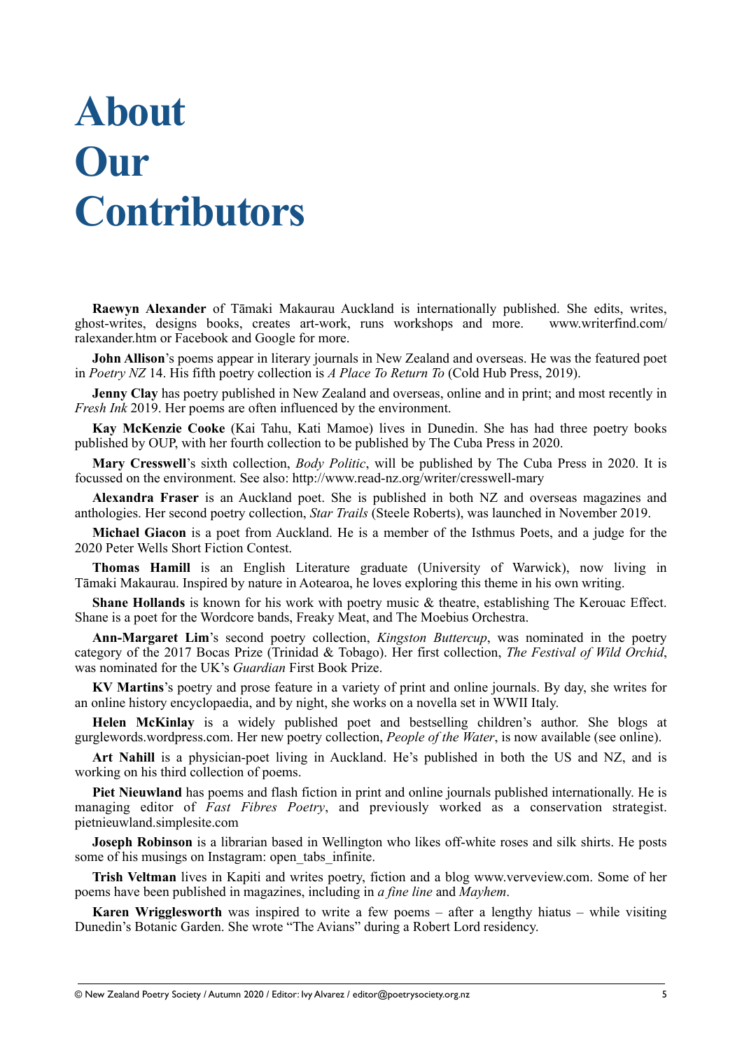# About Our Contributors

**Raewyn Alexander** of Tāmaki Makaurau Auckland is internationally published. She edits, writes, ghost-writes, designs books, creates art-work, runs workshops and more. www.writerfind.com/ralexander.htm or Facebook and Google for more.

**John Allison**'s poems appear in literary journals in New Zealand and overseas. He was the featured poet in *Poetry NZ* 14. His fifth poetry collection is *A Place To Return To* (Cold Hub Press, 2019).

**Jenny Clay** has poetry published in New Zealand and overseas, online and in print; and most recently in *Fresh Ink* 2019. Her poems are often influenced by the environment.

**Kay McKenzie Cooke** (Kai Tahu, Kati Mamoe) lives in Dunedin. She has had three poetry books published by OUP, with her fourth collection to be published by The Cuba Press in 2020.

**Mary Cresswell**'s sixth collection, *Body Politic*, will be published by The Cuba Press in 2020. It is focussed on the environment. See also: http://www.read-nz.org/writer/cresswell-mary

**Alexandra Fraser** is an Auckland poet. She is published in both NZ and overseas magazines and anthologies. Her second poetry collection, *Star Trails* (Steele Roberts), was launched in November 2019.

**Michael Giacon** is a poet from Auckland. He is a member of the Isthmus Poets, and a judge for the 2020 Peter Wells Short Fiction Contest.

**Thomas Hamill** is an English Literature graduate (University of Warwick), now living in Tāmaki Makaurau. Inspired by nature in Aotearoa, he loves exploring this theme in his own writing.

**Shane Hollands** is known for his work with poetry music & theatre, establishing The Kerouac Effect. Shane is a poet for the Wordcore bands, Freaky Meat, and The Moebius Orchestra.

**Ann-Margaret Lim**'s second poetry collection, *Kingston Buttercup*, was nominated in the poetry category of the 2017 Bocas Prize (Trinidad & Tobago). Her first collection, *The Festival of Wild Orchid*, was nominated for the UK's *Guardian* First Book Prize.

**KV Martins**'s poetry and prose feature in a variety of print and online journals. By day, she writes for an online history encyclopaedia, and by night, she works on a novella set in WWII Italy.

**Helen McKinlay** is a widely published poet and bestselling children's author. She blogs at gurglewords.wordpress.com. Her new poetry collection, *People of the Water*, is now available (see online).

**Art Nahill** is a physician-poet living in Auckland. He's published in both the US and NZ, and is working on his third collection of poems.

**Piet Nieuwland** has poems and flash fiction in print and online journals published internationally. He is managing editor of *Fast Fibres Poetry*, and previously worked as a conservation strategist. pietnieuwland.simplesite.com

**Joseph Robinson** is a librarian based in Wellington who likes off-white roses and silk shirts. He posts some of his musings on Instagram: open_tabs_infinite.

**Trish Veltman** lives in Kapiti and writes poetry, fiction and a blog www.verveview.com. Some of her poems have been published in magazines, including in *a fine line* and *Mayhem*.

**Karen Wrigglesworth** was inspired to write a few poems – after a lengthy hiatus – while visiting Dunedin's Botanic Garden. She wrote "The Avians" during a Robert Lord residency.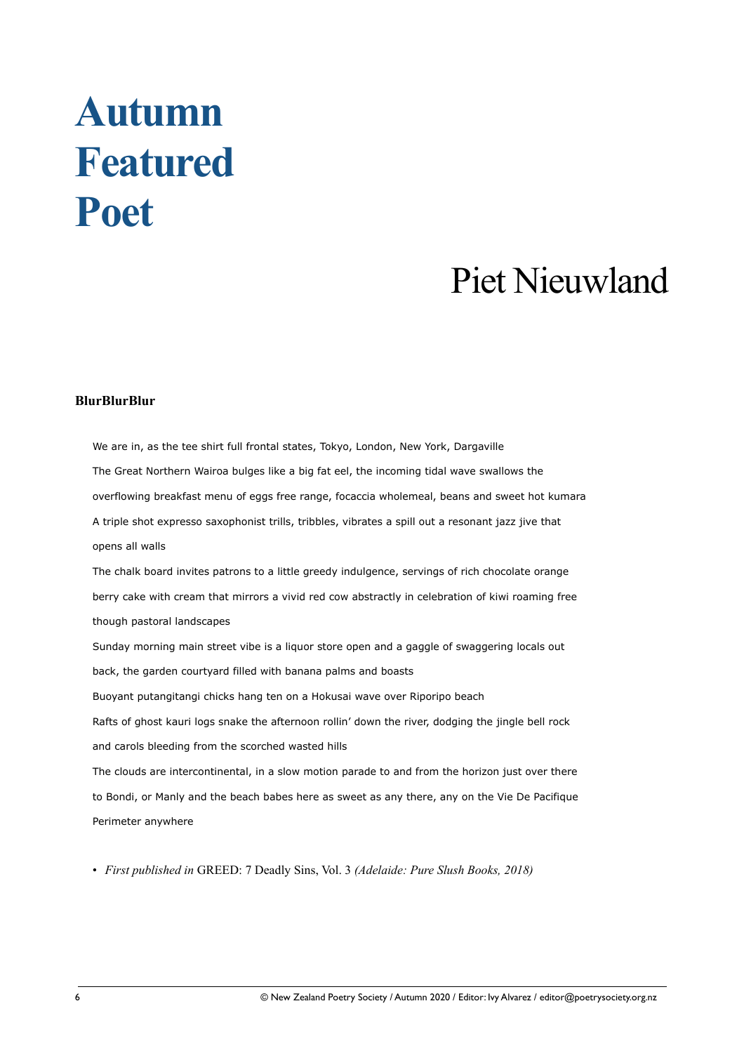# Autumn Featured Poet

## Piet Nieuwland

### BlurBlurBlur

We are in, as the tee shirt full frontal states, Tokyo, London, New York, Dargaville  
The Great Northern Wairoa bulges like a big fat eel, the incoming tidal wave swallows the  
overflowing breakfast menu of eggs free range, focaccia wholemeal, beans and sweet hot kumara  
A triple shot expresso saxophonist trills, tribbles, vibrates a spill out a resonant jazz jive that  
opens all walls  
The chalk board invites patrons to a little greedy indulgence, servings of rich chocolate orange  
berry cake with cream that mirrors a vivid red cow abstractly in celebration of kiwi roaming free  
though pastoral landscapes  
Sunday morning main street vibe is a liquor store open and a gaggle of swaggering locals out  
back, the garden courtyard filled with banana palms and boasts  
Buoyant putangitangi chicks hang ten on a Hokusai wave over Riporipo beach  
Rafts of ghost kauri logs snake the afternoon rollin' down the river, dodging the jingle bell rock  
and carols bleeding from the scorched wasted hills  
The clouds are intercontinental, in a slow motion parade to and from the horizon just over there  
to Bondi, or Manly and the beach babes here as sweet as any there, any on the Vie De Pacifique  
Perimeter anywhere

- *First published in* GREED: 7 Deadly Sins, Vol. 3 *(Adelaide: Pure Slush Books, 2018)*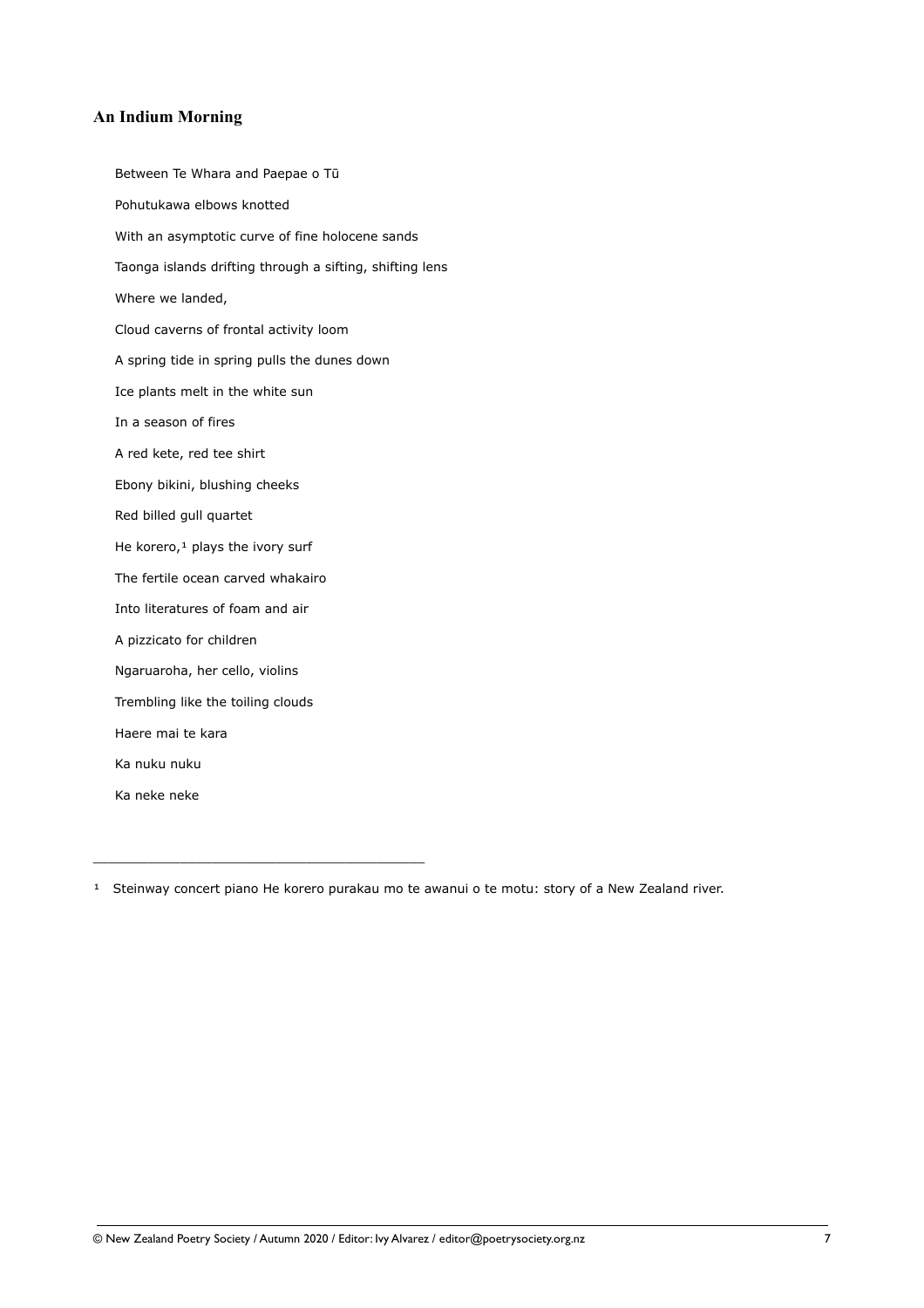## An Indium Morning

Between Te Whara and Paepae o Tū

Pohutukawa elbows knotted

With an asymptotic curve of fine holocene sands

Taonga islands drifting through a sifting, shifting lens

Where we landed,

Cloud caverns of frontal activity loom

A spring tide in spring pulls the dunes down

Ice plants melt in the white sun

In a season of fires

A red kete, red tee shirt

Ebony bikini, blushing cheeks

Red billed gull quartet

He korero,[1] plays the ivory surf

The fertile ocean carved whakairo

Into literatures of foam and air

A pizzicato for children

Ngaruaroha, her cello, violins

Trembling like the toiling clouds

Haere mai te kara

Ka nuku nuku

Ka neke neke

---

[1] Steinway concert piano He korero purakau mo te awanui o te motu: story of a New Zealand river.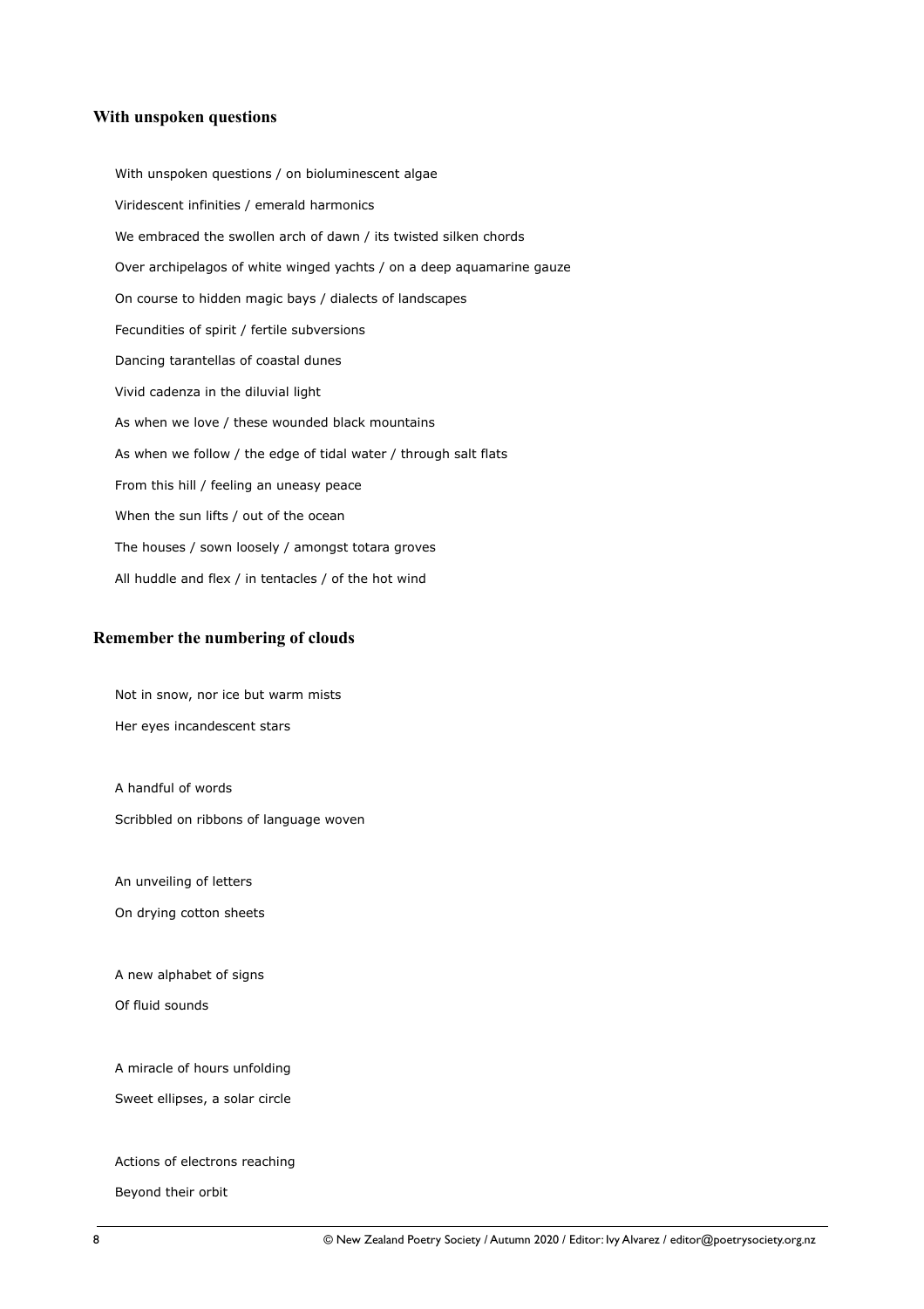### With unspoken questions

With unspoken questions / on bioluminescent algae

Viridescent infinities / emerald harmonics

We embraced the swollen arch of dawn / its twisted silken chords

Over archipelagos of white winged yachts / on a deep aquamarine gauze

On course to hidden magic bays / dialects of landscapes

Fecundities of spirit / fertile subversions

Dancing tarantellas of coastal dunes

Vivid cadenza in the diluvial light

As when we love / these wounded black mountains

As when we follow / the edge of tidal water / through salt flats

From this hill / feeling an uneasy peace

When the sun lifts / out of the ocean

The houses / sown loosely / amongst totara groves

All huddle and flex / in tentacles / of the hot wind

### Remember the numbering of clouds

Not in snow, nor ice but warm mists

Her eyes incandescent stars

A handful of words

Scribbled on ribbons of language woven

An unveiling of letters

On drying cotton sheets

A new alphabet of signs

Of fluid sounds

A miracle of hours unfolding

Sweet ellipses, a solar circle

Actions of electrons reaching

Beyond their orbit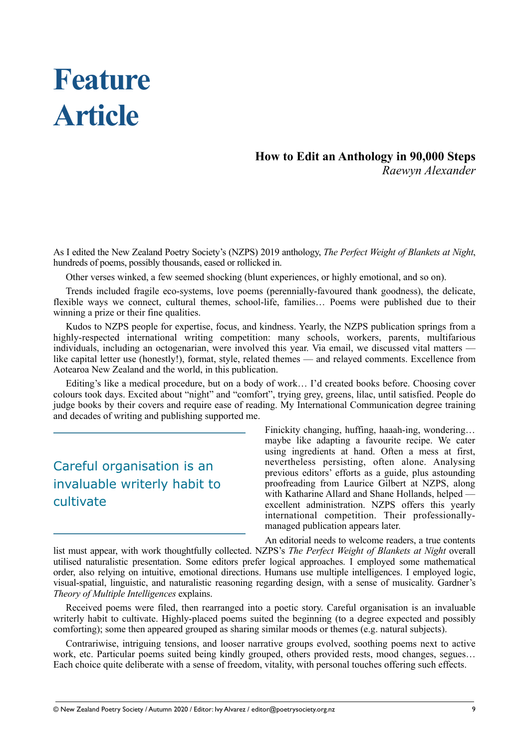# Feature Article

## How to Edit an Anthology in 90,000 Steps

*Raewyn Alexander*

As I edited the New Zealand Poetry Society's (NZPS) 2019 anthology, *The Perfect Weight of Blankets at Night*, hundreds of poems, possibly thousands, eased or rollicked in.

Other verses winked, a few seemed shocking (blunt experiences, or highly emotional, and so on).

Trends included fragile eco-systems, love poems (perennially-favoured thank goodness), the delicate, flexible ways we connect, cultural themes, school-life, families… Poems were published due to their winning a prize or their fine qualities.

Kudos to NZPS people for expertise, focus, and kindness. Yearly, the NZPS publication springs from a highly-respected international writing competition: many schools, workers, parents, multifarious individuals, including an octogenarian, were involved this year. Via email, we discussed vital matters — like capital letter use (honestly!), format, style, related themes — and relayed comments. Excellence from Aotearoa New Zealand and the world, in this publication.

Editing's like a medical procedure, but on a body of work… I'd created books before. Choosing cover colours took days. Excited about "night" and "comfort", trying grey, greens, lilac, until satisfied. People do judge books by their covers and require ease of reading. My International Communication degree training and decades of writing and publishing supported me.

> Careful organisation is an invaluable writerly habit to cultivate

Finickity changing, huffing, haaah-ing, wondering… maybe like adapting a favourite recipe. We cater using ingredients at hand. Often a mess at first, nevertheless persisting, often alone. Analysing previous editors' efforts as a guide, plus astounding proofreading from Laurice Gilbert at NZPS, along with Katharine Allard and Shane Hollands, helped — excellent administration. NZPS offers this yearly international competition. Their professionally-managed publication appears later.

An editorial needs to welcome readers, a true contents list must appear, with work thoughtfully collected. NZPS's *The Perfect Weight of Blankets at Night* overall utilised naturalistic presentation. Some editors prefer logical approaches. I employed some mathematical order, also relying on intuitive, emotional directions. Humans use multiple intelligences. I employed logic, visual-spatial, linguistic, and naturalistic reasoning regarding design, with a sense of musicality. Gardner's *Theory of Multiple Intelligences* explains.

Received poems were filed, then rearranged into a poetic story. Careful organisation is an invaluable writerly habit to cultivate. Highly-placed poems suited the beginning (to a degree expected and possibly comforting); some then appeared grouped as sharing similar moods or themes (e.g. natural subjects).

Contrariwise, intriguing tensions, and looser narrative groups evolved, soothing poems next to active work, etc. Particular poems suited being kindly grouped, others provided rests, mood changes, segues… Each choice quite deliberate with a sense of freedom, vitality, with personal touches offering such effects.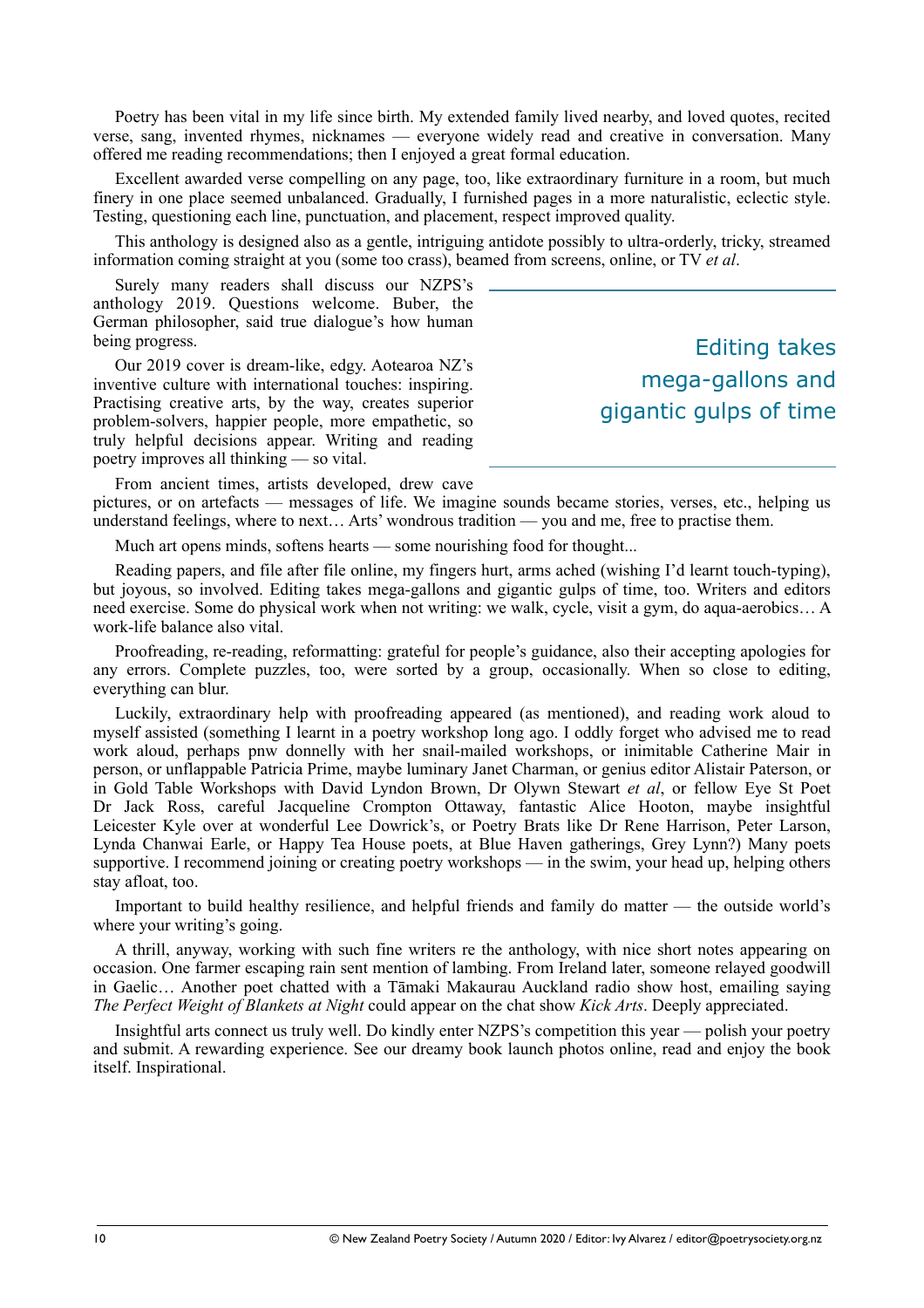Poetry has been vital in my life since birth. My extended family lived nearby, and loved quotes, recited verse, sang, invented rhymes, nicknames — everyone widely read and creative in conversation. Many offered me reading recommendations; then I enjoyed a great formal education.

Excellent awarded verse compelling on any page, too, like extraordinary furniture in a room, but much finery in one place seemed unbalanced. Gradually, I furnished pages in a more naturalistic, eclectic style. Testing, questioning each line, punctuation, and placement, respect improved quality.

This anthology is designed also as a gentle, intriguing antidote possibly to ultra-orderly, tricky, streamed information coming straight at you (some too crass), beamed from screens, online, or TV *et al*.

Surely many readers shall discuss our NZPS's anthology 2019. Questions welcome. Buber, the German philosopher, said true dialogue's how human being progress.

> Editing takes mega-gallons and gigantic gulps of time

Our 2019 cover is dream-like, edgy. Aotearoa NZ's inventive culture with international touches: inspiring. Practising creative arts, by the way, creates superior problem-solvers, happier people, more empathetic, so truly helpful decisions appear. Writing and reading poetry improves all thinking — so vital.

From ancient times, artists developed, drew cave pictures, or on artefacts — messages of life. We imagine sounds became stories, verses, etc., helping us understand feelings, where to next… Arts' wondrous tradition — you and me, free to practise them.

Much art opens minds, softens hearts — some nourishing food for thought...

Reading papers, and file after file online, my fingers hurt, arms ached (wishing I'd learnt touch-typing), but joyous, so involved. Editing takes mega-gallons and gigantic gulps of time, too. Writers and editors need exercise. Some do physical work when not writing: we walk, cycle, visit a gym, do aqua-aerobics… A work-life balance also vital.

Proofreading, re-reading, reformatting: grateful for people's guidance, also their accepting apologies for any errors. Complete puzzles, too, were sorted by a group, occasionally. When so close to editing, everything can blur.

Luckily, extraordinary help with proofreading appeared (as mentioned), and reading work aloud to myself assisted (something I learnt in a poetry workshop long ago. I oddly forget who advised me to read work aloud, perhaps pnw donnelly with her snail-mailed workshops, or inimitable Catherine Mair in person, or unflappable Patricia Prime, maybe luminary Janet Charman, or genius editor Alistair Paterson, or in Gold Table Workshops with David Lyndon Brown, Dr Olywn Stewart *et al*, or fellow Eye St Poet Dr Jack Ross, careful Jacqueline Crompton Ottaway, fantastic Alice Hooton, maybe insightful Leicester Kyle over at wonderful Lee Dowrick's, or Poetry Brats like Dr Rene Harrison, Peter Larson, Lynda Chanwai Earle, or Happy Tea House poets, at Blue Haven gatherings, Grey Lynn?) Many poets supportive. I recommend joining or creating poetry workshops — in the swim, your head up, helping others stay afloat, too.

Important to build healthy resilience, and helpful friends and family do matter — the outside world's where your writing's going.

A thrill, anyway, working with such fine writers re the anthology, with nice short notes appearing on occasion. One farmer escaping rain sent mention of lambing. From Ireland later, someone relayed goodwill in Gaelic… Another poet chatted with a Tāmaki Makaurau Auckland radio show host, emailing saying *The Perfect Weight of Blankets at Night* could appear on the chat show *Kick Arts*. Deeply appreciated.

Insightful arts connect us truly well. Do kindly enter NZPS's competition this year — polish your poetry and submit. A rewarding experience. See our dreamy book launch photos online, read and enjoy the book itself. Inspirational.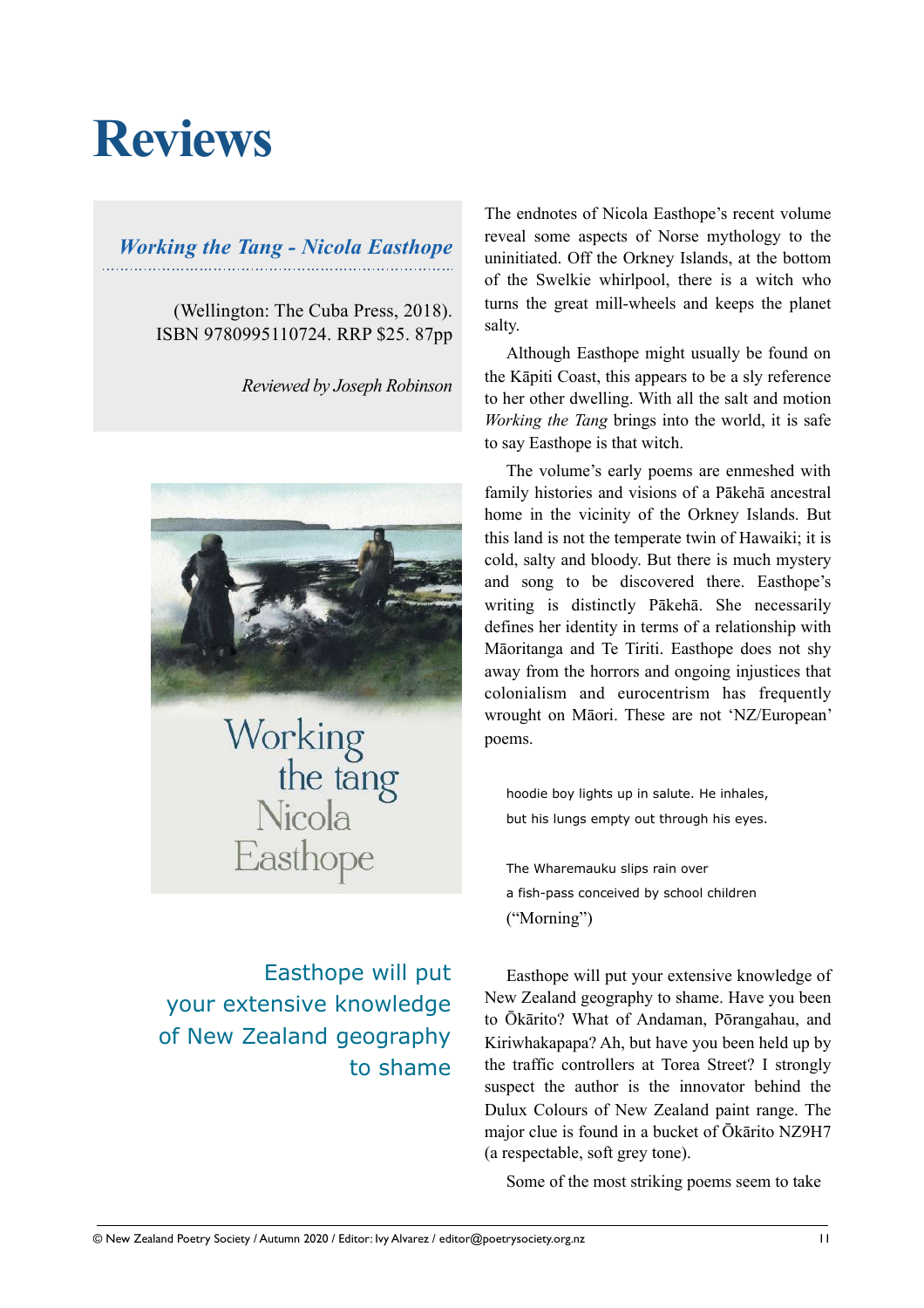# Reviews

## *Working the Tang* - Nicola Easthope

(Wellington: The Cuba Press, 2018). ISBN 9780995110724. RRP $25. 87pp

*Reviewed by Joseph Robinson*

The endnotes of Nicola Easthope's recent volume reveal some aspects of Norse mythology to the uninitiated. Off the Orkney Islands, at the bottom of the Swelkie whirlpool, there is a witch who turns the great mill-wheels and keeps the planet salty.

Although Easthope might usually be found on the Kāpiti Coast, this appears to be a sly reference to her other dwelling. With all the salt and motion *Working the Tang* brings into the world, it is safe to say Easthope is that witch.

The volume's early poems are enmeshed with family histories and visions of a Pākehā ancestral home in the vicinity of the Orkney Islands. But this land is not the temperate twin of Hawaiki; it is cold, salty and bloody. But there is much mystery and song to be discovered there. Easthope's writing is distinctly Pākehā. She necessarily defines her identity in terms of a relationship with Māoritanga and Te Tiriti. Easthope does not shy away from the horrors and ongoing injustices that colonialism and eurocentrism has frequently wrought on Māori. These are not 'NZ/European' poems.

> hoodie boy lights up in salute. He inhales,
> but his lungs empty out through his eyes.
>
> The Wharemauku slips rain over
> a fish-pass conceived by school children
> ("Morning")

Easthope will put your extensive knowledge of New Zealand geography to shame

Easthope will put your extensive knowledge of New Zealand geography to shame. Have you been to Ōkārito? What of Andaman, Pōrangahau, and Kiriwhakapapa? Ah, but have you been held up by the traffic controllers at Torea Street? I strongly suspect the author is the innovator behind the Dulux Colours of New Zealand paint range. The major clue is found in a bucket of Ōkārito NZ9H7 (a respectable, soft grey tone).

Some of the most striking poems seem to take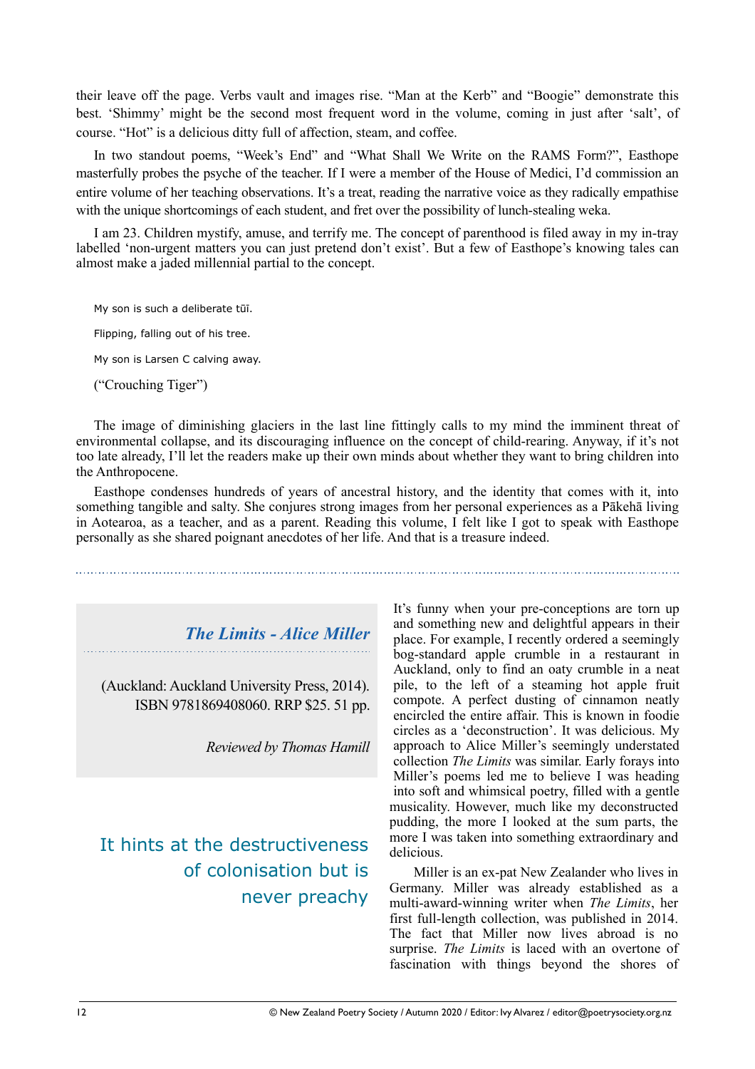their leave off the page. Verbs vault and images rise. "Man at the Kerb" and "Boogie" demonstrate this best. 'Shimmy' might be the second most frequent word in the volume, coming in just after 'salt', of course. "Hot" is a delicious ditty full of affection, steam, and coffee.

In two standout poems, "Week's End" and "What Shall We Write on the RAMS Form?", Easthope masterfully probes the psyche of the teacher. If I were a member of the House of Medici, I'd commission an entire volume of her teaching observations. It's a treat, reading the narrative voice as they radically empathise with the unique shortcomings of each student, and fret over the possibility of lunch-stealing weka.

I am 23. Children mystify, amuse, and terrify me. The concept of parenthood is filed away in my in-tray labelled 'non-urgent matters you can just pretend don't exist'. But a few of Easthope's knowing tales can almost make a jaded millennial partial to the concept.

> My son is such a deliberate tūī.
>
> Flipping, falling out of his tree.
>
> My son is Larsen C calving away.
>
> ("Crouching Tiger")

The image of diminishing glaciers in the last line fittingly calls to my mind the imminent threat of environmental collapse, and its discouraging influence on the concept of child-rearing. Anyway, if it's not too late already, I'll let the readers make up their own minds about whether they want to bring children into the Anthropocene.

Easthope condenses hundreds of years of ancestral history, and the identity that comes with it, into something tangible and salty. She conjures strong images from her personal experiences as a Pākehā living in Aotearoa, as a teacher, and as a parent. Reading this volume, I felt like I got to speak with Easthope personally as she shared poignant anecdotes of her life. And that is a treasure indeed.

---

## *The Limits - Alice Miller*

(Auckland: Auckland University Press, 2014). ISBN 9781869408060. RRP $25. 51 pp.

*Reviewed by Thomas Hamill*

> It hints at the destructiveness of colonisation but is never preachy

It's funny when your pre-conceptions are torn up and something new and delightful appears in their place. For example, I recently ordered a seemingly bog-standard apple crumble in a restaurant in Auckland, only to find an oaty crumble in a neat pile, to the left of a steaming hot apple fruit compote. A perfect dusting of cinnamon neatly encircled the entire affair. This is known in foodie circles as a 'deconstruction'. It was delicious. My approach to Alice Miller's seemingly understated collection *The Limits* was similar. Early forays into Miller's poems led me to believe I was heading into soft and whimsical poetry, filled with a gentle musicality. However, much like my deconstructed pudding, the more I looked at the sum parts, the more I was taken into something extraordinary and delicious.

Miller is an ex-pat New Zealander who lives in Germany. Miller was already established as a multi-award-winning writer when *The Limits*, her first full-length collection, was published in 2014. The fact that Miller now lives abroad is no surprise. *The Limits* is laced with an overtone of fascination with things beyond the shores of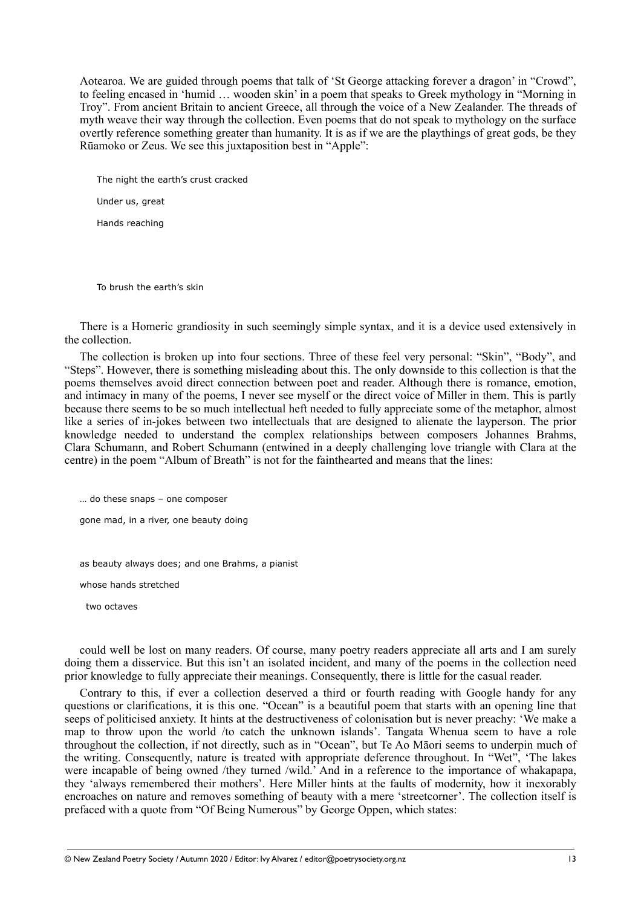Aotearoa. We are guided through poems that talk of 'St George attacking forever a dragon' in "Crowd", to feeling encased in 'humid … wooden skin' in a poem that speaks to Greek mythology in "Morning in Troy". From ancient Britain to ancient Greece, all through the voice of a New Zealander. The threads of myth weave their way through the collection. Even poems that do not speak to mythology on the surface overtly reference something greater than humanity. It is as if we are the playthings of great gods, be they Rūamoko or Zeus. We see this juxtaposition best in "Apple":

> The night the earth's crust cracked
>
> Under us, great
>
> Hands reaching
>
> To brush the earth's skin

There is a Homeric grandiosity in such seemingly simple syntax, and it is a device used extensively in the collection.

The collection is broken up into four sections. Three of these feel very personal: "Skin", "Body", and "Steps". However, there is something misleading about this. The only downside to this collection is that the poems themselves avoid direct connection between poet and reader. Although there is romance, emotion, and intimacy in many of the poems, I never see myself or the direct voice of Miller in them. This is partly because there seems to be so much intellectual heft needed to fully appreciate some of the metaphor, almost like a series of in-jokes between two intellectuals that are designed to alienate the layperson. The prior knowledge needed to understand the complex relationships between composers Johannes Brahms, Clara Schumann, and Robert Schumann (entwined in a deeply challenging love triangle with Clara at the centre) in the poem "Album of Breath" is not for the fainthearted and means that the lines:

> … do these snaps – one composer
>
> gone mad, in a river, one beauty doing
>
> as beauty always does; and one Brahms, a pianist
>
> whose hands stretched
>
> two octaves

could well be lost on many readers. Of course, many poetry readers appreciate all arts and I am surely doing them a disservice. But this isn't an isolated incident, and many of the poems in the collection need prior knowledge to fully appreciate their meanings. Consequently, there is little for the casual reader.

Contrary to this, if ever a collection deserved a third or fourth reading with Google handy for any questions or clarifications, it is this one. "Ocean" is a beautiful poem that starts with an opening line that seeps of politicised anxiety. It hints at the destructiveness of colonisation but is never preachy: 'We make a map to throw upon the world /to catch the unknown islands'. Tangata Whenua seem to have a role throughout the collection, if not directly, such as in "Ocean", but Te Ao Māori seems to underpin much of the writing. Consequently, nature is treated with appropriate deference throughout. In "Wet", 'The lakes were incapable of being owned /they turned /wild.' And in a reference to the importance of whakapapa, they 'always remembered their mothers'. Here Miller hints at the faults of modernity, how it inexorably encroaches on nature and removes something of beauty with a mere 'streetcorner'. The collection itself is prefaced with a quote from "Of Being Numerous" by George Oppen, which states: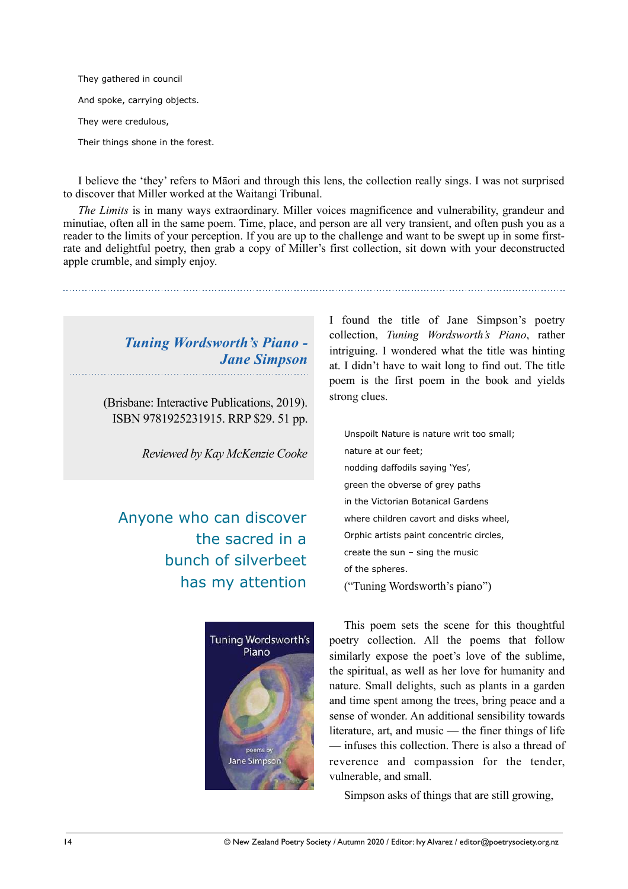They gathered in council

And spoke, carrying objects.

They were credulous,

Their things shone in the forest.

I believe the 'they' refers to Māori and through this lens, the collection really sings. I was not surprised to discover that Miller worked at the Waitangi Tribunal.

*The Limits* is in many ways extraordinary. Miller voices magnificence and vulnerability, grandeur and minutiae, often all in the same poem. Time, place, and person are all very transient, and often push you as a reader to the limits of your perception. If you are up to the challenge and want to be swept up in some first-rate and delightful poetry, then grab a copy of Miller's first collection, sit down with your deconstructed apple crumble, and simply enjoy.

---

## *Tuning Wordsworth's Piano - Jane Simpson*

(Brisbane: Interactive Publications, 2019). ISBN 9781925231915. RRP $29. 51 pp.

*Reviewed by Kay McKenzie Cooke*

> Anyone who can discover the sacred in a bunch of silverbeet has my attention

I found the title of Jane Simpson's poetry collection, *Tuning Wordsworth's Piano*, rather intriguing. I wondered what the title was hinting at. I didn't have to wait long to find out. The title poem is the first poem in the book and yields strong clues.

Unspoilt Nature is nature writ too small;
nature at our feet;
nodding daffodils saying 'Yes',
green the obverse of grey paths
in the Victorian Botanical Gardens
where children cavort and disks wheel,
Orphic artists paint concentric circles,
create the sun – sing the music
of the spheres.
("Tuning Wordsworth's piano")

This poem sets the scene for this thoughtful poetry collection. All the poems that follow similarly expose the poet's love of the sublime, the spiritual, as well as her love for humanity and nature. Small delights, such as plants in a garden and time spent among the trees, bring peace and a sense of wonder. An additional sensibility towards literature, art, and music — the finer things of life — infuses this collection. There is also a thread of reverence and compassion for the tender, vulnerable, and small.

Simpson asks of things that are still growing,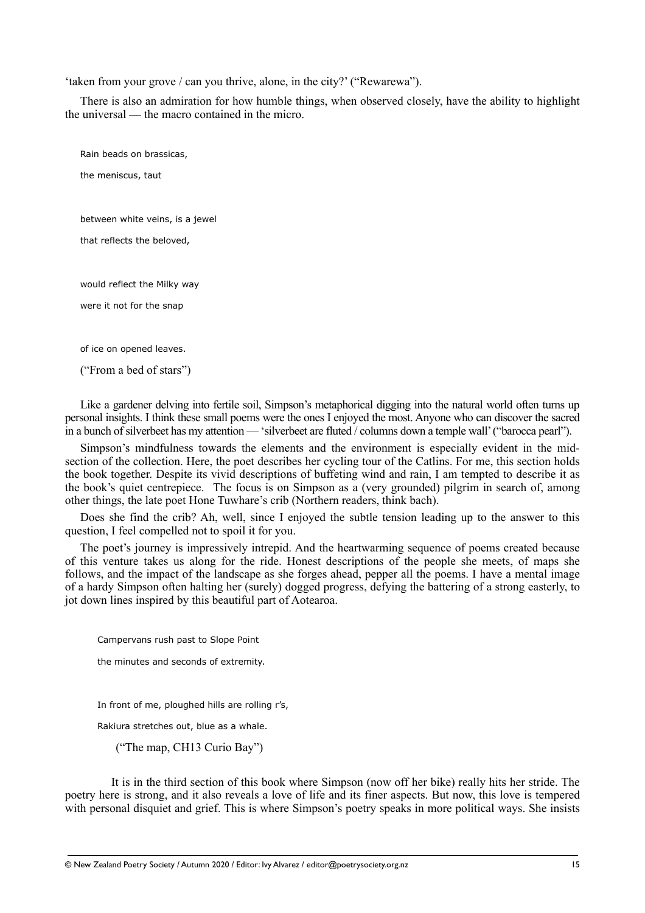'taken from your grove / can you thrive, alone, in the city?' ("Rewarewa").

There is also an admiration for how humble things, when observed closely, have the ability to highlight the universal — the macro contained in the micro.

> Rain beads on brassicas,
> the meniscus, taut
>
> between white veins, is a jewel
> that reflects the beloved,
>
> would reflect the Milky way
> were it not for the snap
>
> of ice on opened leaves.
>
> ("From a bed of stars")

Like a gardener delving into fertile soil, Simpson's metaphorical digging into the natural world often turns up personal insights. I think these small poems were the ones I enjoyed the most. Anyone who can discover the sacred in a bunch of silverbeet has my attention — 'silverbeet are fluted / columns down a temple wall' ("barocca pearl").

Simpson's mindfulness towards the elements and the environment is especially evident in the mid-section of the collection. Here, the poet describes her cycling tour of the Catlins. For me, this section holds the book together. Despite its vivid descriptions of buffeting wind and rain, I am tempted to describe it as the book's quiet centrepiece. The focus is on Simpson as a (very grounded) pilgrim in search of, among other things, the late poet Hone Tuwhare's crib (Northern readers, think bach).

Does she find the crib? Ah, well, since I enjoyed the subtle tension leading up to the answer to this question, I feel compelled not to spoil it for you.

The poet's journey is impressively intrepid. And the heartwarming sequence of poems created because of this venture takes us along for the ride. Honest descriptions of the people she meets, of maps she follows, and the impact of the landscape as she forges ahead, pepper all the poems. I have a mental image of a hardy Simpson often halting her (surely) dogged progress, defying the battering of a strong easterly, to jot down lines inspired by this beautiful part of Aotearoa.

> Campervans rush past to Slope Point
> the minutes and seconds of extremity.
>
> In front of me, ploughed hills are rolling r's,
> Rakiura stretches out, blue as a whale.
>
> ("The map, CH13 Curio Bay")

It is in the third section of this book where Simpson (now off her bike) really hits her stride. The poetry here is strong, and it also reveals a love of life and its finer aspects. But now, this love is tempered with personal disquiet and grief. This is where Simpson's poetry speaks in more political ways. She insists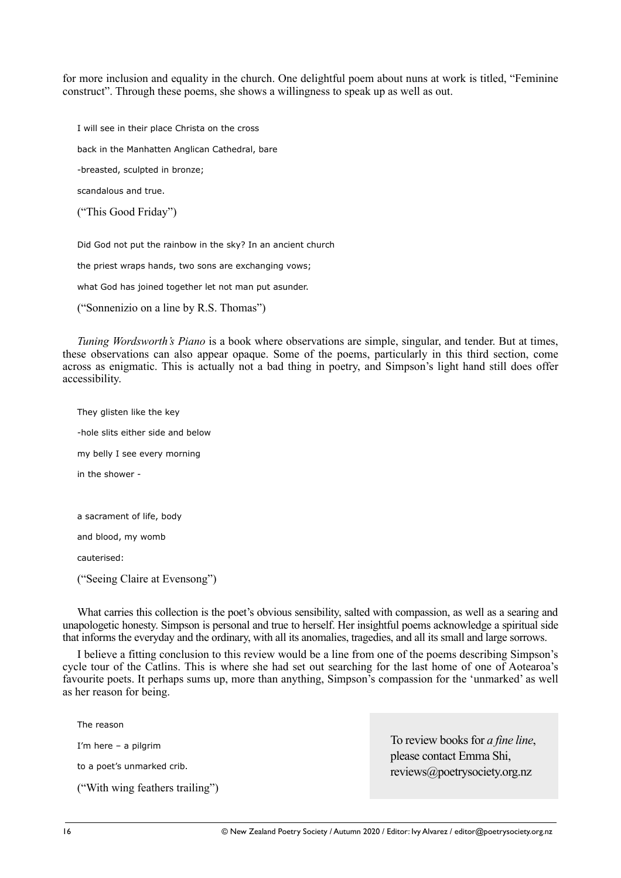for more inclusion and equality in the church. One delightful poem about nuns at work is titled, "Feminine construct". Through these poems, she shows a willingness to speak up as well as out.

> I will see in their place Christa on the cross
>
> back in the Manhatten Anglican Cathedral, bare
>
> -breasted, sculpted in bronze;
>
> scandalous and true.
>
> ("This Good Friday")

> Did God not put the rainbow in the sky? In an ancient church
>
> the priest wraps hands, two sons are exchanging vows;
>
> what God has joined together let not man put asunder.
>
> ("Sonnenizio on a line by R.S. Thomas")

*Tuning Wordsworth's Piano* is a book where observations are simple, singular, and tender. But at times, these observations can also appear opaque. Some of the poems, particularly in this third section, come across as enigmatic. This is actually not a bad thing in poetry, and Simpson's light hand still does offer accessibility.

> They glisten like the key
>
> -hole slits either side and below
>
> my belly I see every morning
>
> in the shower -
>
> a sacrament of life, body
>
> and blood, my womb
>
> cauterised:
>
> ("Seeing Claire at Evensong")

What carries this collection is the poet's obvious sensibility, salted with compassion, as well as a searing and unapologetic honesty. Simpson is personal and true to herself. Her insightful poems acknowledge a spiritual side that informs the everyday and the ordinary, with all its anomalies, tragedies, and all its small and large sorrows.

I believe a fitting conclusion to this review would be a line from one of the poems describing Simpson's cycle tour of the Catlins. This is where she had set out searching for the last home of one of Aotearoa's favourite poets. It perhaps sums up, more than anything, Simpson's compassion for the 'unmarked' as well as her reason for being.

> The reason
>
> I'm here – a pilgrim
>
> to a poet's unmarked crib.
>
> ("With wing feathers trailing")

To review books for *a fine line*, please contact Emma Shi, reviews@poetrysociety.org.nz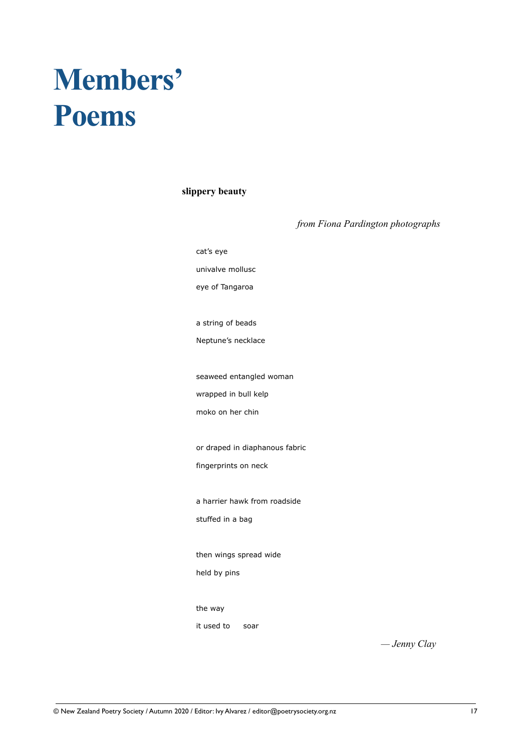# Members' Poems

**slippery beauty**

*from Fiona Pardington photographs*

cat's eye  
univalve mollusc  
eye of Tangaroa

a string of beads  
Neptune's necklace

seaweed entangled woman  
wrapped in bull kelp  
moko on her chin

or draped in diaphanous fabric  
fingerprints on neck

a harrier hawk from roadside  
stuffed in a bag

then wings spread wide  
held by pins

the way  
it used to    soar

*— Jenny Clay*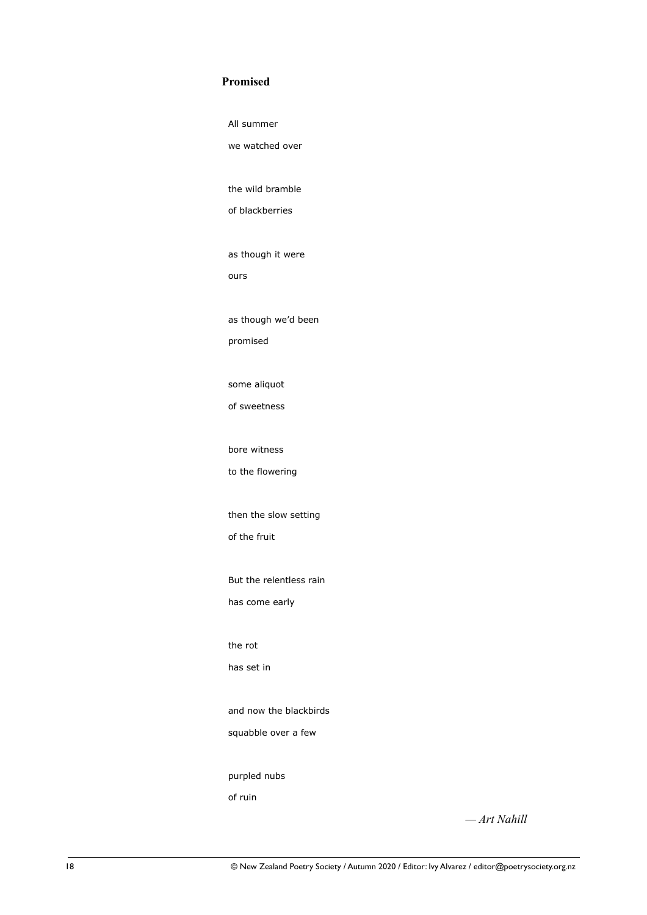## Promised

All summer  
we watched over

the wild bramble  
of blackberries

as though it were  
ours

as though we'd been  
promised

some aliquot  
of sweetness

bore witness  
to the flowering

then the slow setting  
of the fruit

But the relentless rain  
has come early

the rot  
has set in

and now the blackbirds  
squabble over a few

purpled nubs  
of ruin

*— Art Nahill*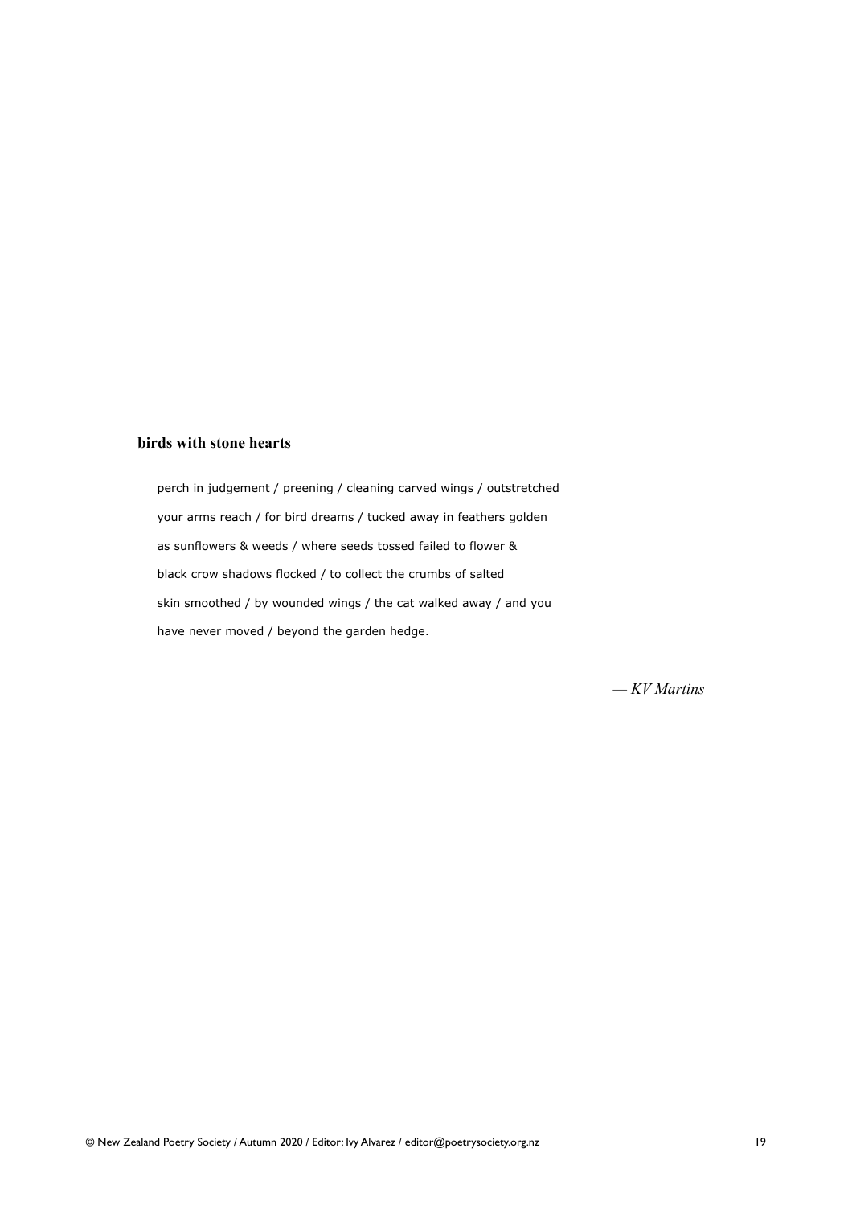**birds with stone hearts**

perch in judgement / preening / cleaning carved wings / outstretched  
your arms reach / for bird dreams / tucked away in feathers golden  
as sunflowers & weeds / where seeds tossed failed to flower &  
black crow shadows flocked / to collect the crumbs of salted  
skin smoothed / by wounded wings / the cat walked away / and you  
have never moved / beyond the garden hedge.

*— KV Martins*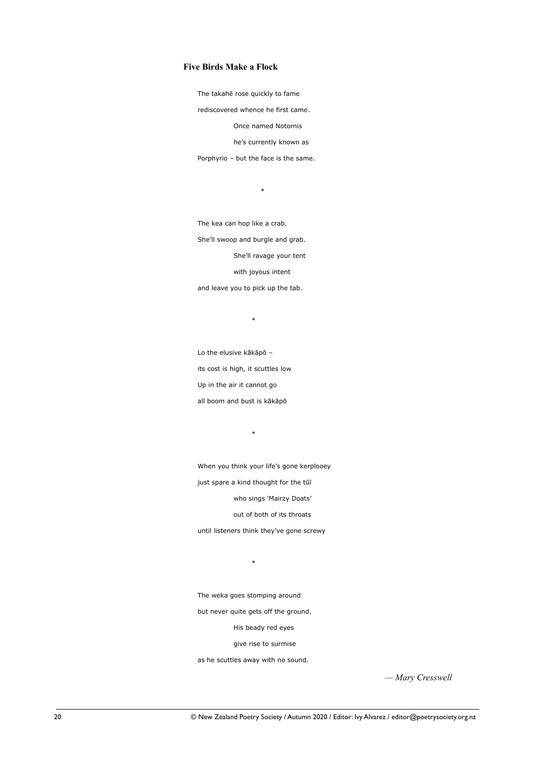### Five Birds Make a Flock

The takahē rose quickly to fame

rediscovered whence he first came.

  Once named Notornis

  he's currently known as

Porphyrio – but the face is the same.

*

The kea can hop like a crab.

She'll swoop and burgle and grab.

  She'll ravage your tent

  with joyous intent

and leave you to pick up the tab.

*

Lo the elusive kākāpō –

its cost is high, it scuttles low

Up in the air it cannot go

all boom and bust is kākāpō

*

When you think your life's gone kerplooey

just spare a kind thought for the tūī

  who sings 'Mairzy Doats'

  out of both of its throats

until listeners think they've gone screwy

*

The weka goes stomping around

but never quite gets off the ground.

  His beady red eyes

  give rise to surmise

as he scuttles away with no sound.

*— Mary Cresswell*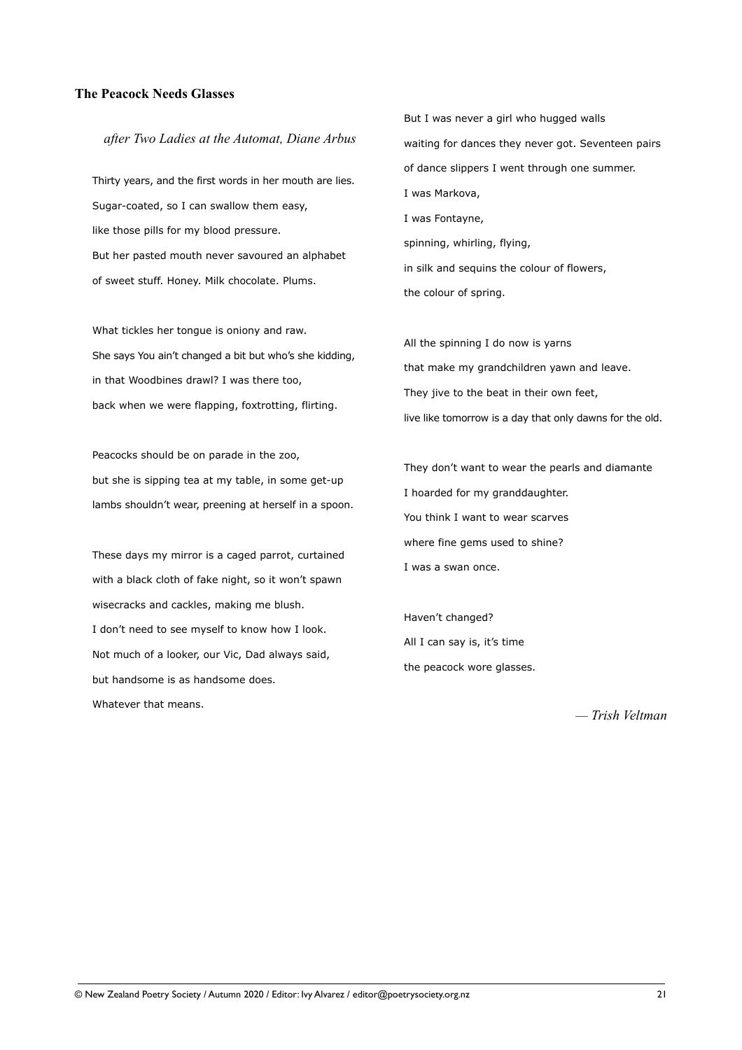## The Peacock Needs Glasses

*after Two Ladies at the Automat, Diane Arbus*

Thirty years, and the first words in her mouth are lies.  
Sugar-coated, so I can swallow them easy,  
like those pills for my blood pressure.  
But her pasted mouth never savoured an alphabet  
of sweet stuff. Honey. Milk chocolate. Plums.

What tickles her tongue is oniony and raw.  
She says You ain't changed a bit but who's she kidding,  
in that Woodbines drawl? I was there too,  
back when we were flapping, foxtrotting, flirting.

Peacocks should be on parade in the zoo,  
but she is sipping tea at my table, in some get-up  
lambs shouldn't wear, preening at herself in a spoon.

These days my mirror is a caged parrot, curtained  
with a black cloth of fake night, so it won't spawn  
wisecracks and cackles, making me blush.  
I don't need to see myself to know how I look.  
Not much of a looker, our Vic, Dad always said,  
but handsome is as handsome does.  
Whatever that means.

But I was never a girl who hugged walls  
waiting for dances they never got. Seventeen pairs  
of dance slippers I went through one summer.  
I was Markova,  
I was Fontayne,  
spinning, whirling, flying,  
in silk and sequins the colour of flowers,  
the colour of spring.

All the spinning I do now is yarns  
that make my grandchildren yawn and leave.  
They jive to the beat in their own feet,  
live like tomorrow is a day that only dawns for the old.

They don't want to wear the pearls and diamante  
I hoarded for my granddaughter.  
You think I want to wear scarves  
where fine gems used to shine?  
I was a swan once.

Haven't changed?  
All I can say is, it's time  
the peacock wore glasses.

*— Trish Veltman*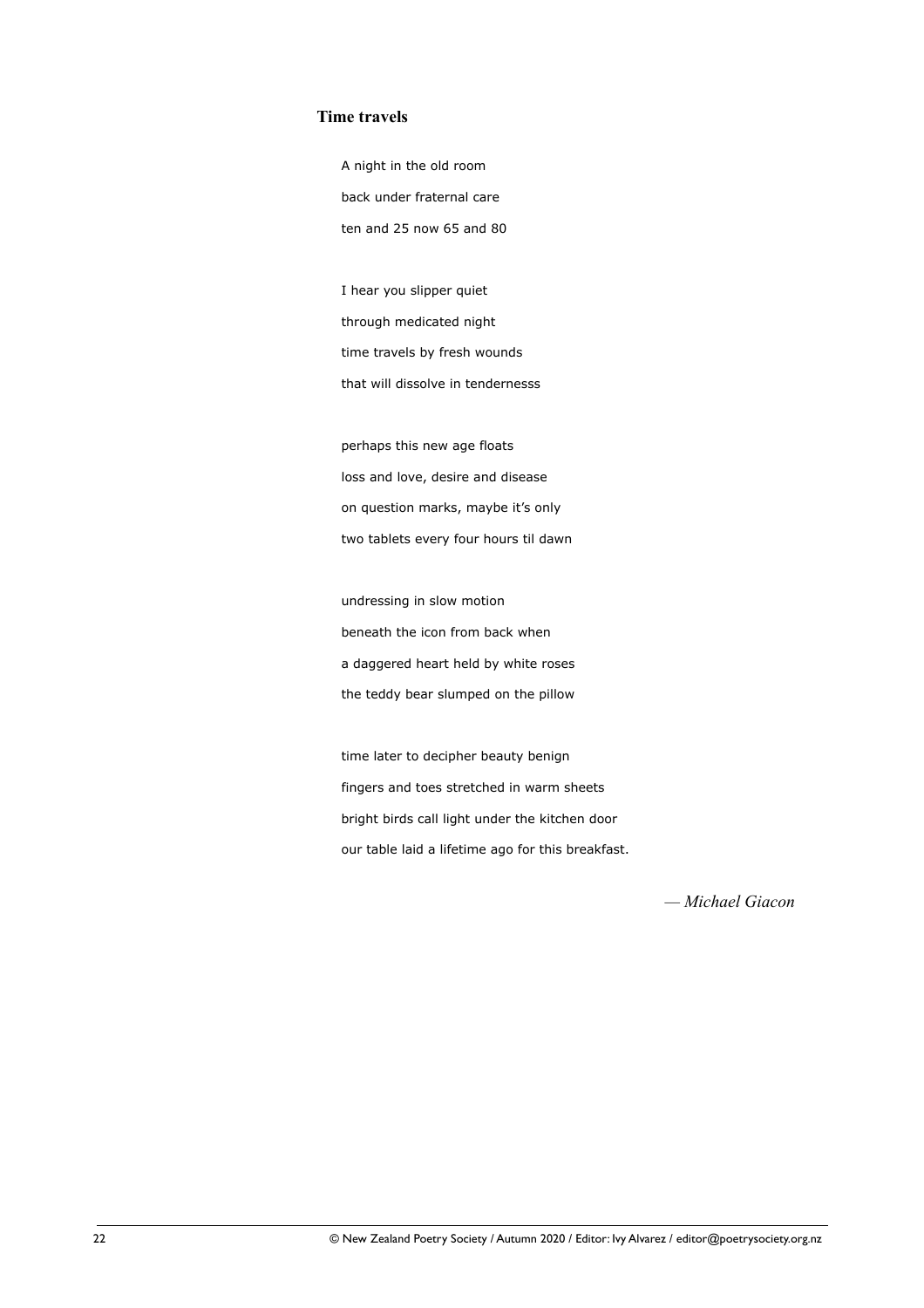### Time travels

A night in the old room
back under fraternal care
ten and 25 now 65 and 80

I hear you slipper quiet
through medicated night
time travels by fresh wounds
that will dissolve in tendernesss

perhaps this new age floats
loss and love, desire and disease
on question marks, maybe it's only
two tablets every four hours til dawn

undressing in slow motion
beneath the icon from back when
a daggered heart held by white roses
the teddy bear slumped on the pillow

time later to decipher beauty benign
fingers and toes stretched in warm sheets
bright birds call light under the kitchen door
our table laid a lifetime ago for this breakfast.

*— Michael Giacon*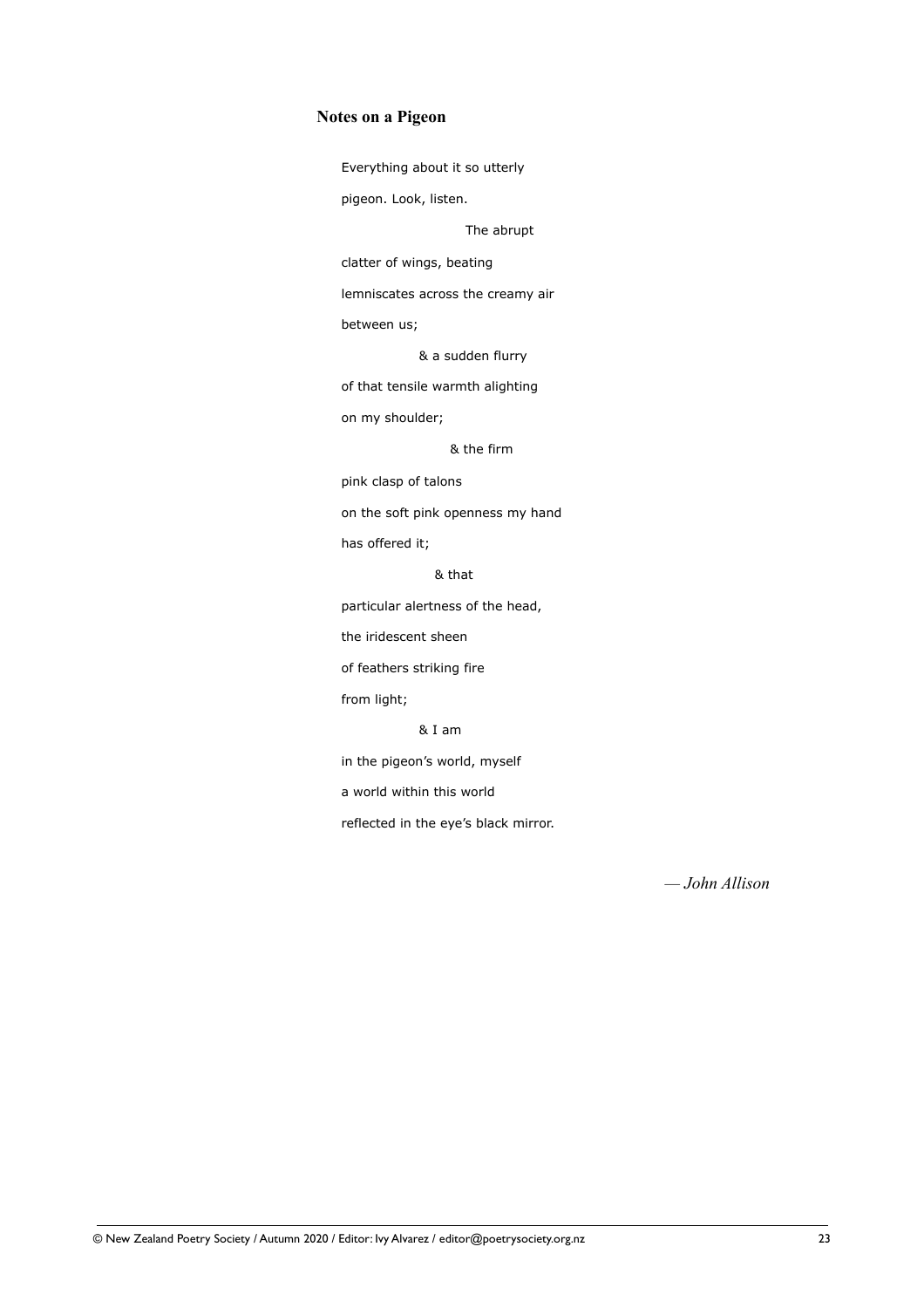## Notes on a Pigeon

Everything about it so utterly

pigeon. Look, listen.

                    The abrupt

clatter of wings, beating

lemniscates across the creamy air

between us;

          & a sudden flurry

of that tensile warmth alighting

on my shoulder;

                & the firm

pink clasp of talons

on the soft pink openness my hand

has offered it;

             & that

particular alertness of the head,

the iridescent sheen

of feathers striking fire

from light;

          & I am

in the pigeon's world, myself

a world within this world

reflected in the eye's black mirror.

*— John Allison*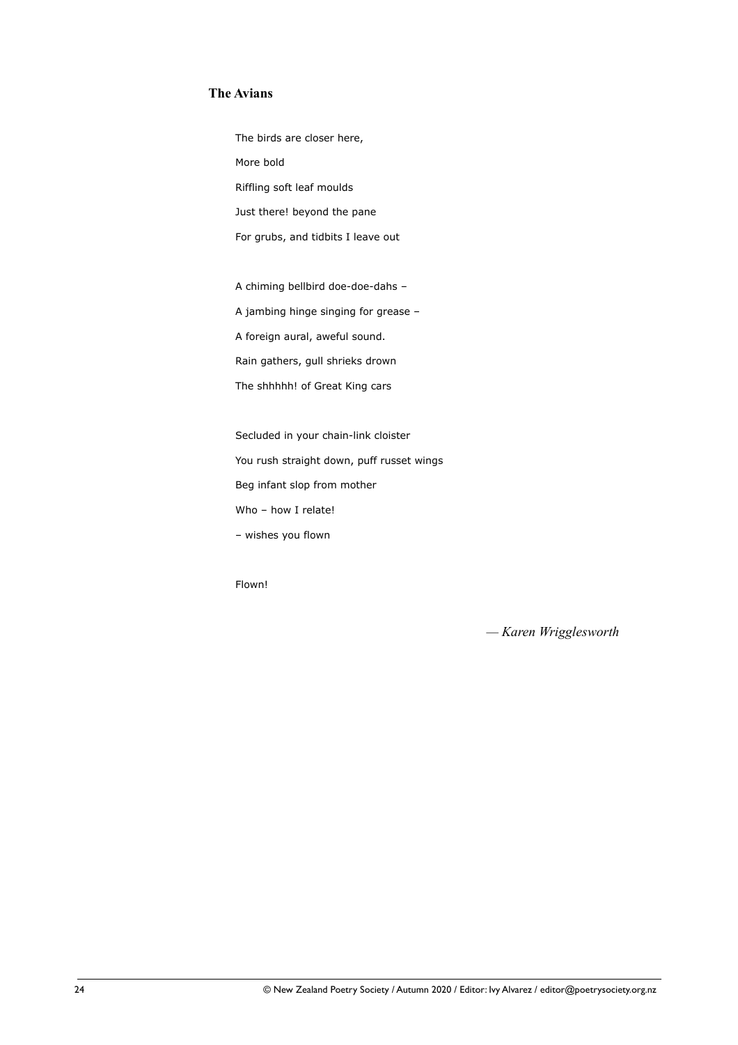### The Avians

The birds are closer here,

More bold

Riffling soft leaf moulds

Just there! beyond the pane

For grubs, and tidbits I leave out

A chiming bellbird doe-doe-dahs –

A jambing hinge singing for grease –

A foreign aural, aweful sound.

Rain gathers, gull shrieks drown

The shhhhh! of Great King cars

Secluded in your chain-link cloister

You rush straight down, puff russet wings

Beg infant slop from mother

Who – how I relate!

– wishes you flown

Flown!

*— Karen Wrigglesworth*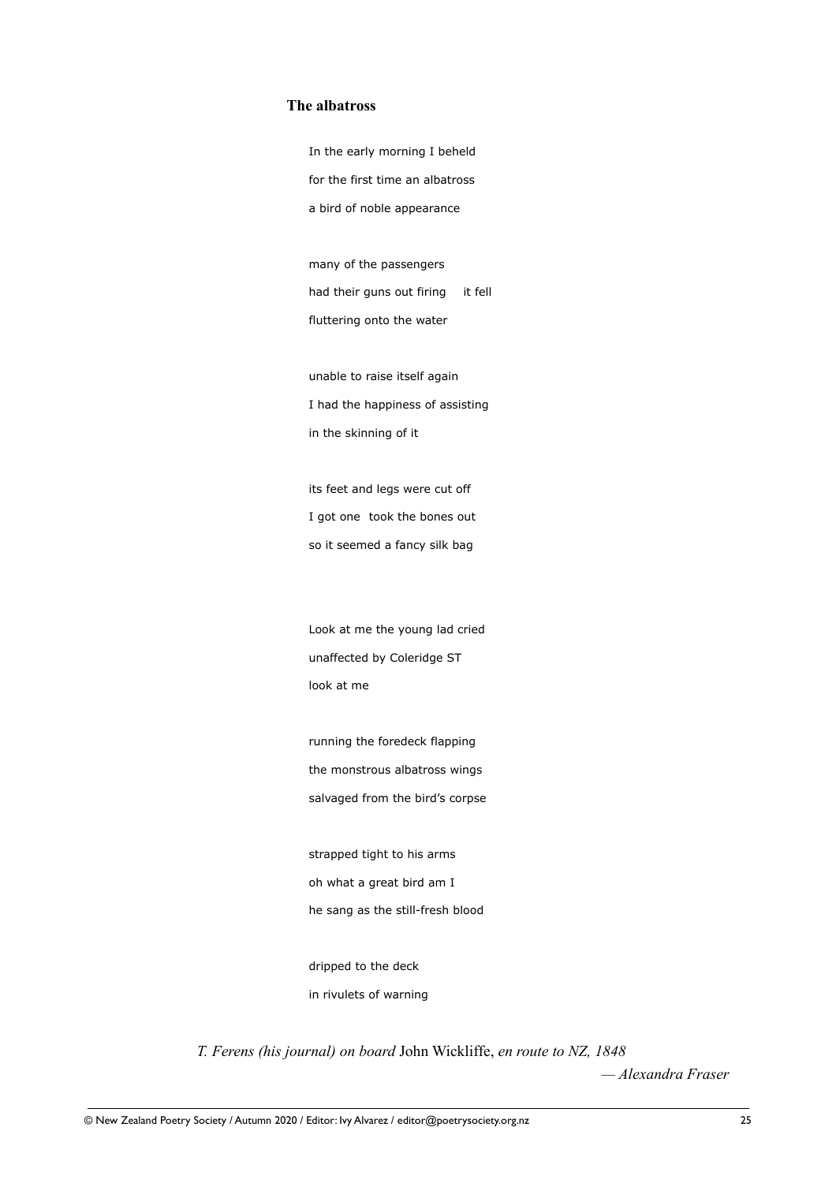### The albatross

In the early morning I beheld  
for the first time an albatross  
a bird of noble appearance

many of the passengers  
had their guns out firing     it fell  
fluttering onto the water

unable to raise itself again  
I had the happiness of assisting  
in the skinning of it

its feet and legs were cut off  
I got one   took the bones out  
so it seemed a fancy silk bag

Look at me the young lad cried  
unaffected by Coleridge ST  
look at me

running the foredeck flapping  
the monstrous albatross wings  
salvaged from the bird's corpse

strapped tight to his arms  
oh what a great bird am I  
he sang as the still-fresh blood

dripped to the deck  
in rivulets of warning

*T. Ferens (his journal) on board* John Wickliffe, *en route to NZ, 1848*

*— Alexandra Fraser*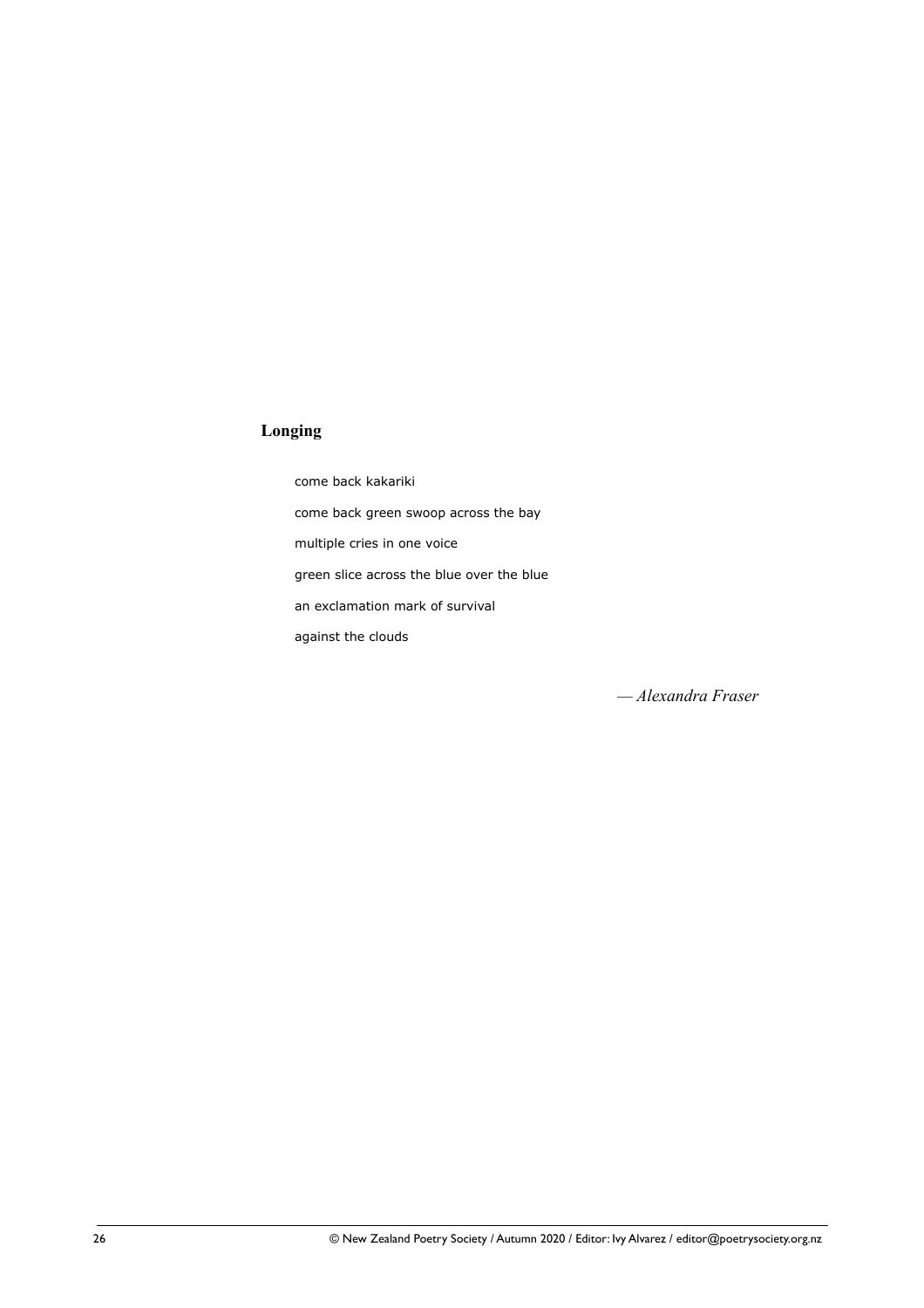### Longing

come back kakariki

come back green swoop across the bay

multiple cries in one voice

green slice across the blue over the blue

an exclamation mark of survival

against the clouds

*— Alexandra Fraser*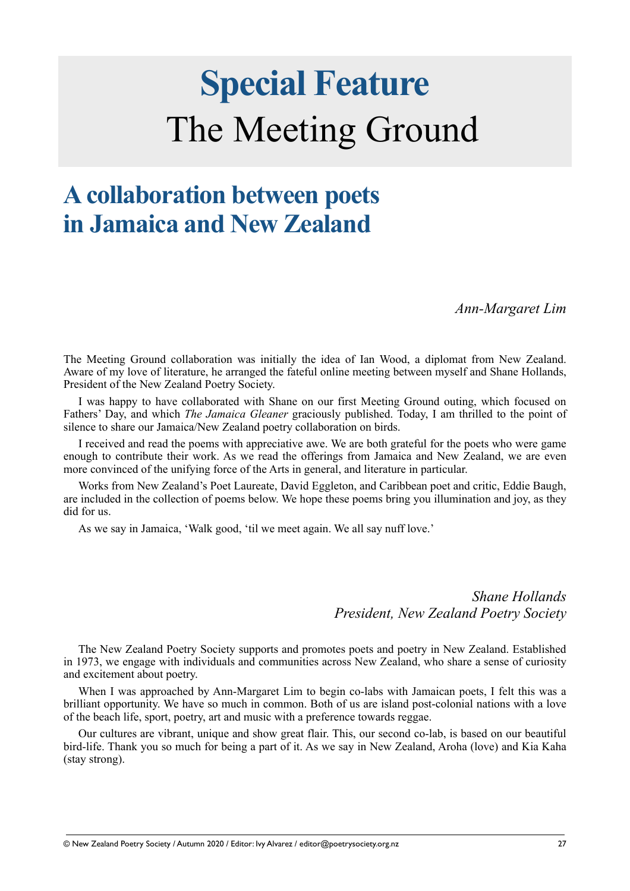# Special Feature
# The Meeting Ground

## A collaboration between poets in Jamaica and New Zealand

*Ann-Margaret Lim*

The Meeting Ground collaboration was initially the idea of Ian Wood, a diplomat from New Zealand. Aware of my love of literature, he arranged the fateful online meeting between myself and Shane Hollands, President of the New Zealand Poetry Society.

I was happy to have collaborated with Shane on our first Meeting Ground outing, which focused on Fathers' Day, and which *The Jamaica Gleaner* graciously published. Today, I am thrilled to the point of silence to share our Jamaica/New Zealand poetry collaboration on birds.

I received and read the poems with appreciative awe. We are both grateful for the poets who were game enough to contribute their work. As we read the offerings from Jamaica and New Zealand, we are even more convinced of the unifying force of the Arts in general, and literature in particular.

Works from New Zealand's Poet Laureate, David Eggleton, and Caribbean poet and critic, Eddie Baugh, are included in the collection of poems below. We hope these poems bring you illumination and joy, as they did for us.

As we say in Jamaica, 'Walk good, 'til we meet again. We all say nuff love.'

*Shane Hollands*
*President, New Zealand Poetry Society*

The New Zealand Poetry Society supports and promotes poets and poetry in New Zealand. Established in 1973, we engage with individuals and communities across New Zealand, who share a sense of curiosity and excitement about poetry.

When I was approached by Ann-Margaret Lim to begin co-labs with Jamaican poets, I felt this was a brilliant opportunity. We have so much in common. Both of us are island post-colonial nations with a love of the beach life, sport, poetry, art and music with a preference towards reggae.

Our cultures are vibrant, unique and show great flair. This, our second co-lab, is based on our beautiful bird-life. Thank you so much for being a part of it. As we say in New Zealand, Aroha (love) and Kia Kaha (stay strong).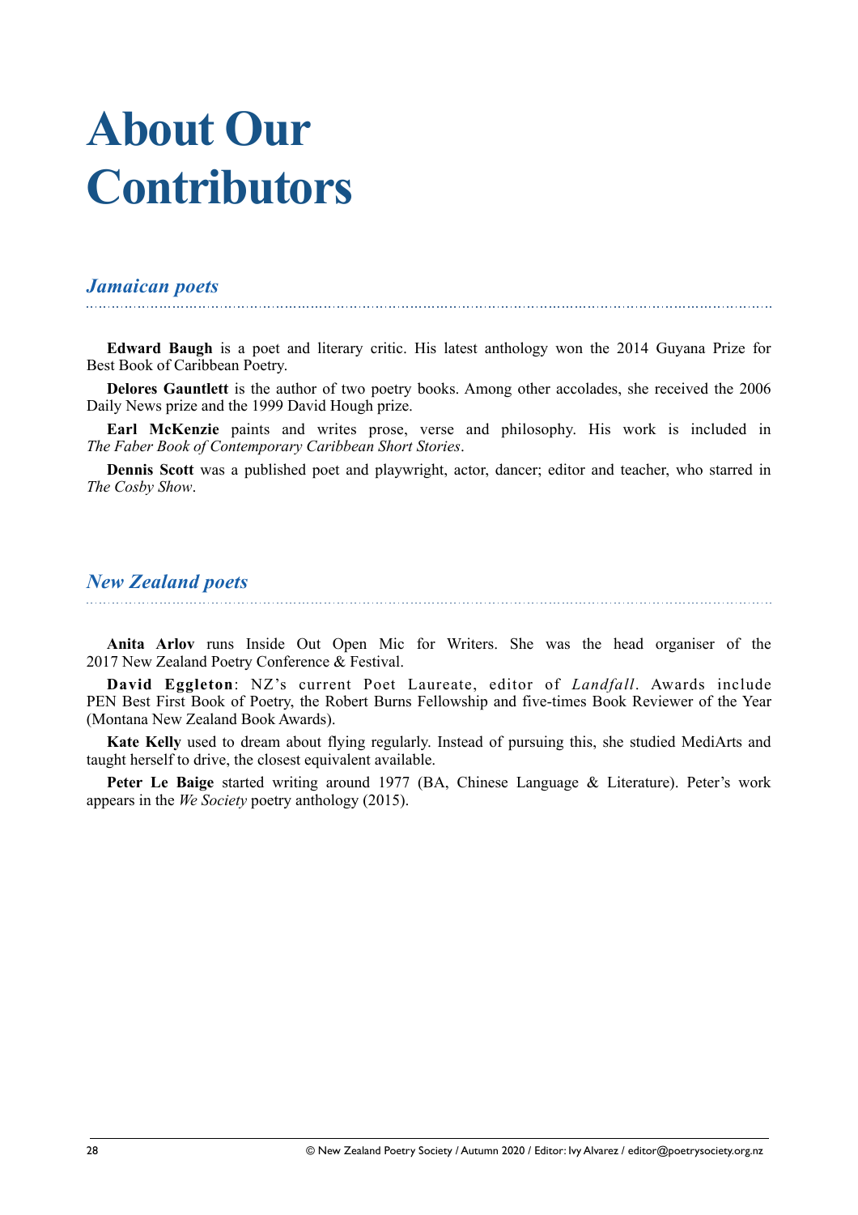# About Our Contributors

## *Jamaican poets*

**Edward Baugh** is a poet and literary critic. His latest anthology won the 2014 Guyana Prize for Best Book of Caribbean Poetry.

**Delores Gauntlett** is the author of two poetry books. Among other accolades, she received the 2006 Daily News prize and the 1999 David Hough prize.

**Earl McKenzie** paints and writes prose, verse and philosophy. His work is included in *The Faber Book of Contemporary Caribbean Short Stories*.

**Dennis Scott** was a published poet and playwright, actor, dancer; editor and teacher, who starred in *The Cosby Show*.

## *New Zealand poets*

**Anita Arlov** runs Inside Out Open Mic for Writers. She was the head organiser of the 2017 New Zealand Poetry Conference & Festival.

**David Eggleton**: NZ's current Poet Laureate, editor of *Landfall*. Awards include PEN Best First Book of Poetry, the Robert Burns Fellowship and five-times Book Reviewer of the Year (Montana New Zealand Book Awards).

**Kate Kelly** used to dream about flying regularly. Instead of pursuing this, she studied MediArts and taught herself to drive, the closest equivalent available.

**Peter Le Baige** started writing around 1977 (BA, Chinese Language & Literature). Peter's work appears in the *We Society* poetry anthology (2015).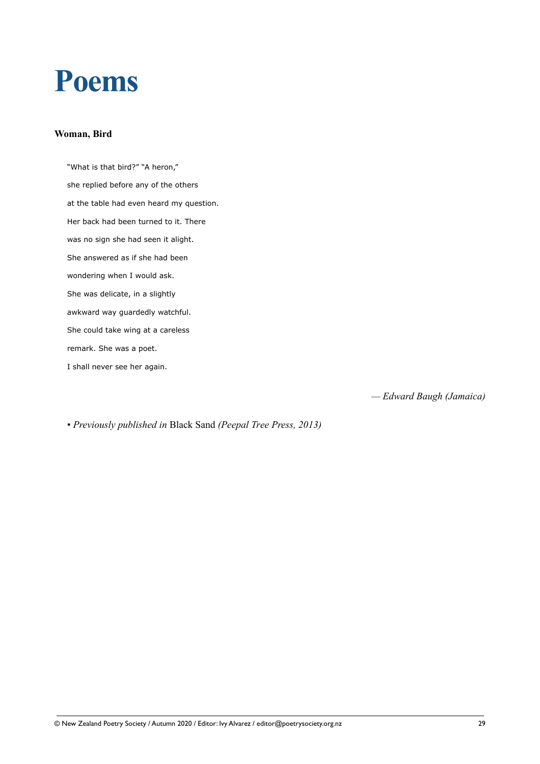# Poems

### Woman, Bird

"What is that bird?" "A heron,"  
she replied before any of the others  
at the table had even heard my question.  
Her back had been turned to it. There  
was no sign she had seen it alight.  
She answered as if she had been  
wondering when I would ask.  
She was delicate, in a slightly  
awkward way guardedly watchful.  
She could take wing at a careless  
remark. She was a poet.  
I shall never see her again.

*— Edward Baugh (Jamaica)*

• *Previously published in* Black Sand *(Peepal Tree Press, 2013)*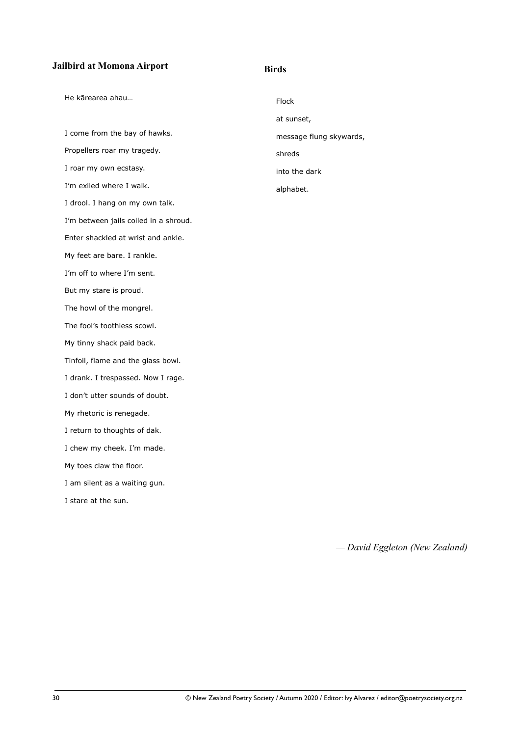## Jailbird at Momona Airport

He kārearea ahau…

I come from the bay of hawks.

Propellers roar my tragedy.

I roar my own ecstasy.

I'm exiled where I walk.

I drool. I hang on my own talk.

I'm between jails coiled in a shroud.

Enter shackled at wrist and ankle.

My feet are bare. I rankle.

I'm off to where I'm sent.

But my stare is proud.

The howl of the mongrel.

The fool's toothless scowl.

My tinny shack paid back.

Tinfoil, flame and the glass bowl.

I drank. I trespassed. Now I rage.

I don't utter sounds of doubt.

My rhetoric is renegade.

I return to thoughts of dak.

I chew my cheek. I'm made.

My toes claw the floor.

I am silent as a waiting gun.

I stare at the sun.

## Birds

Flock

at sunset,

message flung skywards,

shreds

into the dark

alphabet.

*— David Eggleton (New Zealand)*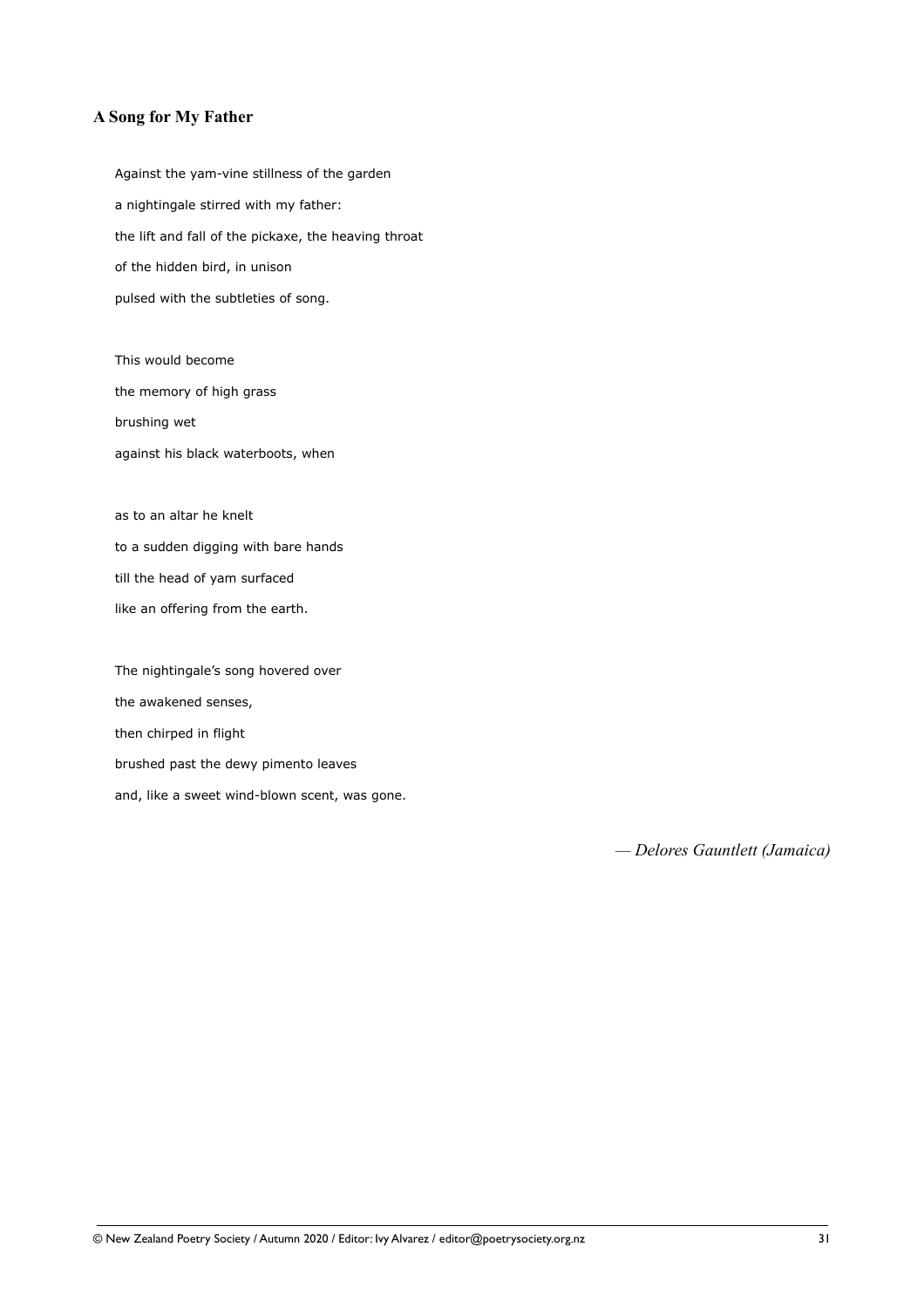### A Song for My Father

Against the yam-vine stillness of the garden  
a nightingale stirred with my father:  
the lift and fall of the pickaxe, the heaving throat  
of the hidden bird, in unison  
pulsed with the subtleties of song.

This would become  
the memory of high grass  
brushing wet  
against his black waterboots, when

as to an altar he knelt  
to a sudden digging with bare hands  
till the head of yam surfaced  
like an offering from the earth.

The nightingale's song hovered over  
the awakened senses,  
then chirped in flight  
brushed past the dewy pimento leaves  
and, like a sweet wind-blown scent, was gone.

*— Delores Gauntlett (Jamaica)*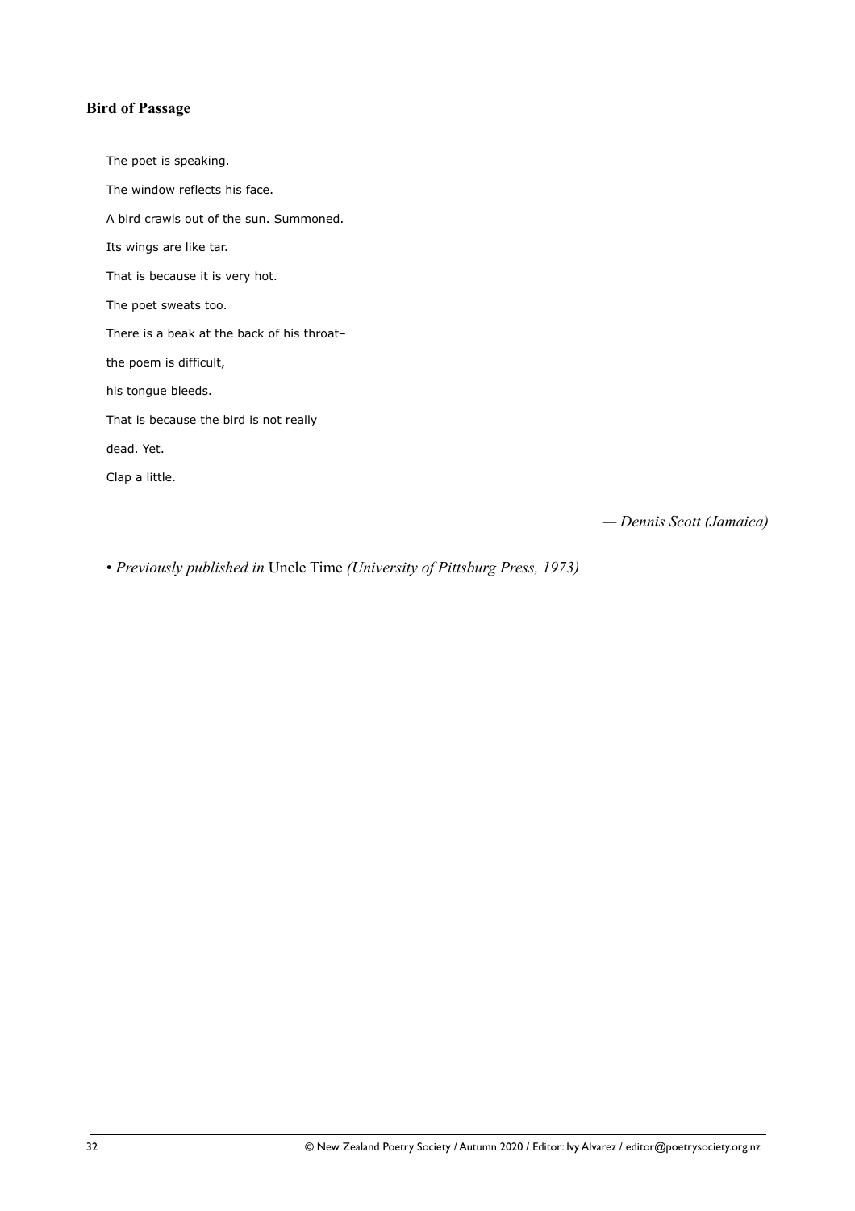### **Bird of Passage**

The poet is speaking.

The window reflects his face.

A bird crawls out of the sun. Summoned.

Its wings are like tar.

That is because it is very hot.

The poet sweats too.

There is a beak at the back of his throat–

the poem is difficult,

his tongue bleeds.

That is because the bird is not really

dead. Yet.

Clap a little.

*— Dennis Scott (Jamaica)*

• *Previously published in* Uncle Time *(University of Pittsburg Press, 1973)*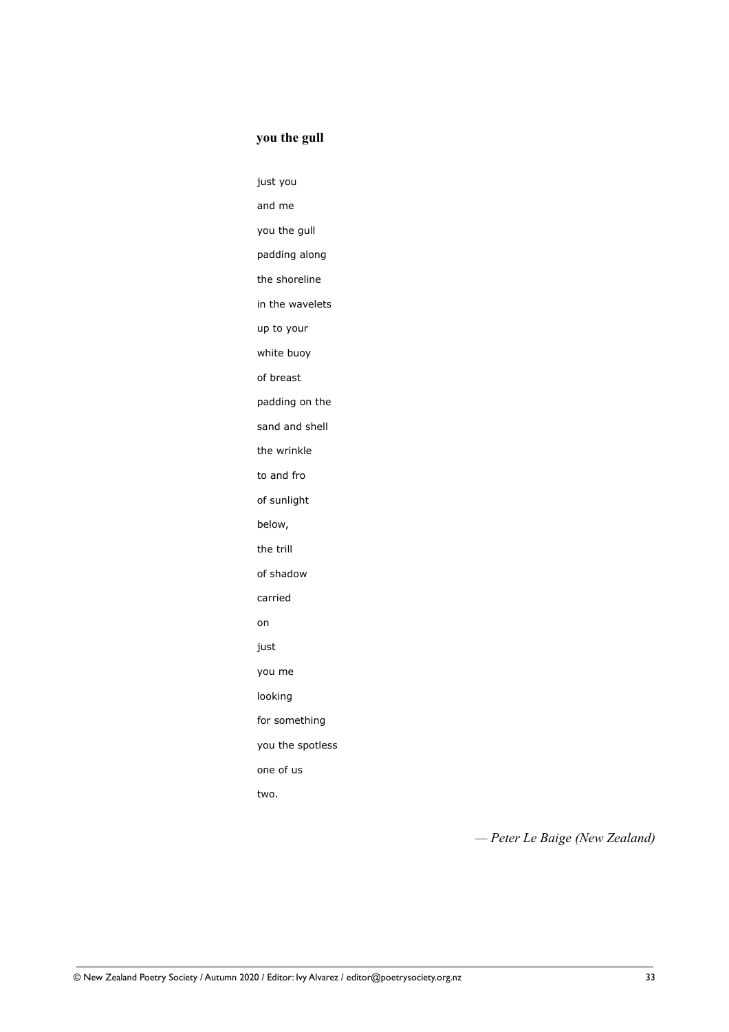### you the gull

just you

and me

you the gull

padding along

the shoreline

in the wavelets

up to your

white buoy

of breast

padding on the

sand and shell

the wrinkle

to and fro

of sunlight

below,

the trill

of shadow

carried

on

just

you me

looking

for something

you the spotless

one of us

two.

*— Peter Le Baige (New Zealand)*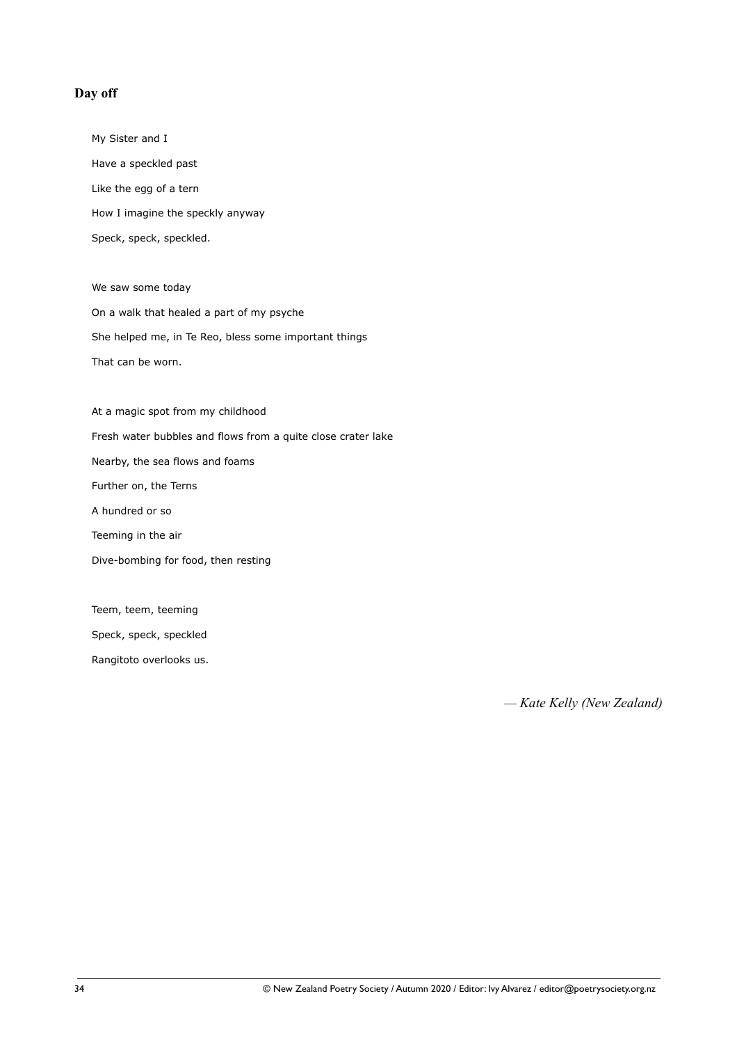## Day off

My Sister and I  
Have a speckled past  
Like the egg of a tern  
How I imagine the speckly anyway  
Speck, speck, speckled.

We saw some today  
On a walk that healed a part of my psyche  
She helped me, in Te Reo, bless some important things  
That can be worn.

At a magic spot from my childhood  
Fresh water bubbles and flows from a quite close crater lake  
Nearby, the sea flows and foams  
Further on, the Terns  
A hundred or so  
Teeming in the air  
Dive-bombing for food, then resting

Teem, teem, teeming  
Speck, speck, speckled  
Rangitoto overlooks us.

*— Kate Kelly (New Zealand)*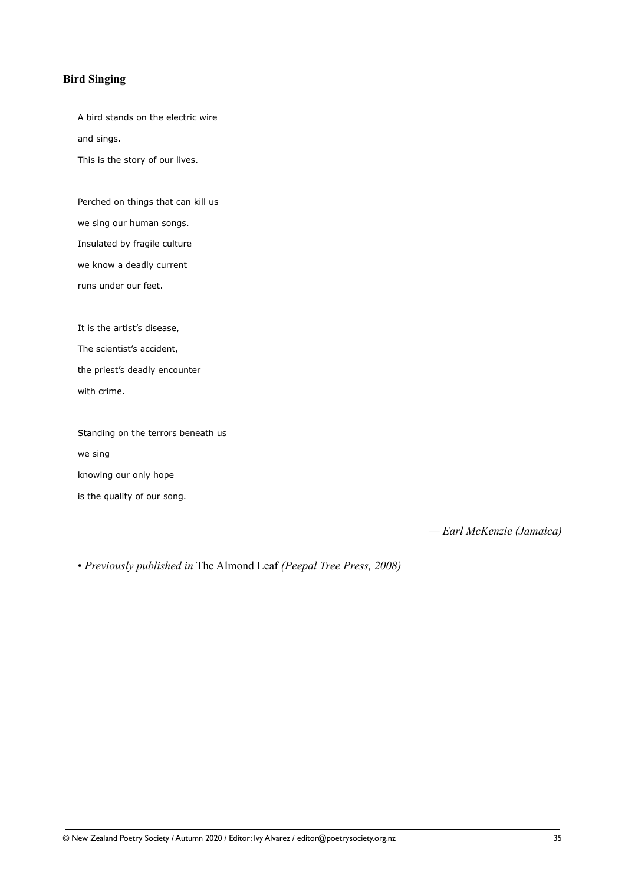## Bird Singing

A bird stands on the electric wire  
and sings.  
This is the story of our lives.

Perched on things that can kill us  
we sing our human songs.  
Insulated by fragile culture  
we know a deadly current  
runs under our feet.

It is the artist's disease,  
The scientist's accident,  
the priest's deadly encounter  
with crime.

Standing on the terrors beneath us  
we sing  
knowing our only hope  
is the quality of our song.

*— Earl McKenzie (Jamaica)*

• *Previously published in* The Almond Leaf *(Peepal Tree Press, 2008)*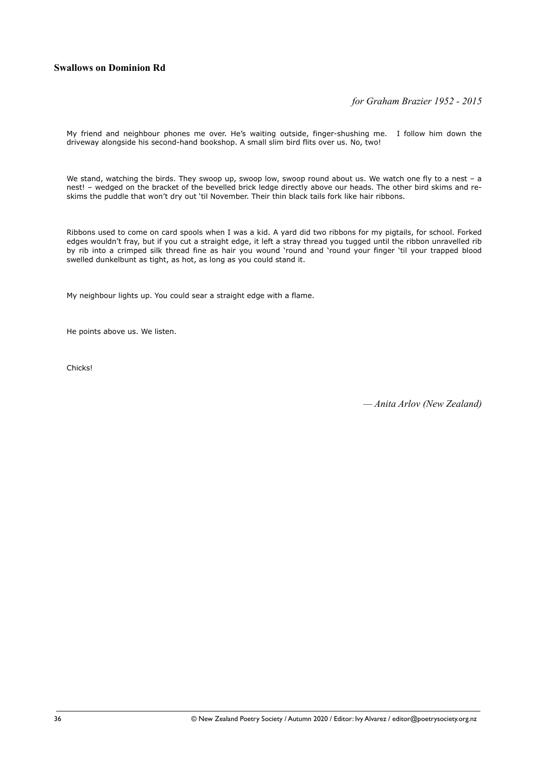## Swallows on Dominion Rd

*for Graham Brazier 1952 - 2015*

My friend and neighbour phones me over. He's waiting outside, finger-shushing me. I follow him down the driveway alongside his second-hand bookshop. A small slim bird flits over us. No, two!

We stand, watching the birds. They swoop up, swoop low, swoop round about us. We watch one fly to a nest – a nest! – wedged on the bracket of the bevelled brick ledge directly above our heads. The other bird skims and re-skims the puddle that won't dry out 'til November. Their thin black tails fork like hair ribbons.

Ribbons used to come on card spools when I was a kid. A yard did two ribbons for my pigtails, for school. Forked edges wouldn't fray, but if you cut a straight edge, it left a stray thread you tugged until the ribbon unravelled rib by rib into a crimped silk thread fine as hair you wound 'round and 'round your finger 'til your trapped blood swelled dunkelbunt as tight, as hot, as long as you could stand it.

My neighbour lights up. You could sear a straight edge with a flame.

He points above us. We listen.

Chicks!

*— Anita Arlov (New Zealand)*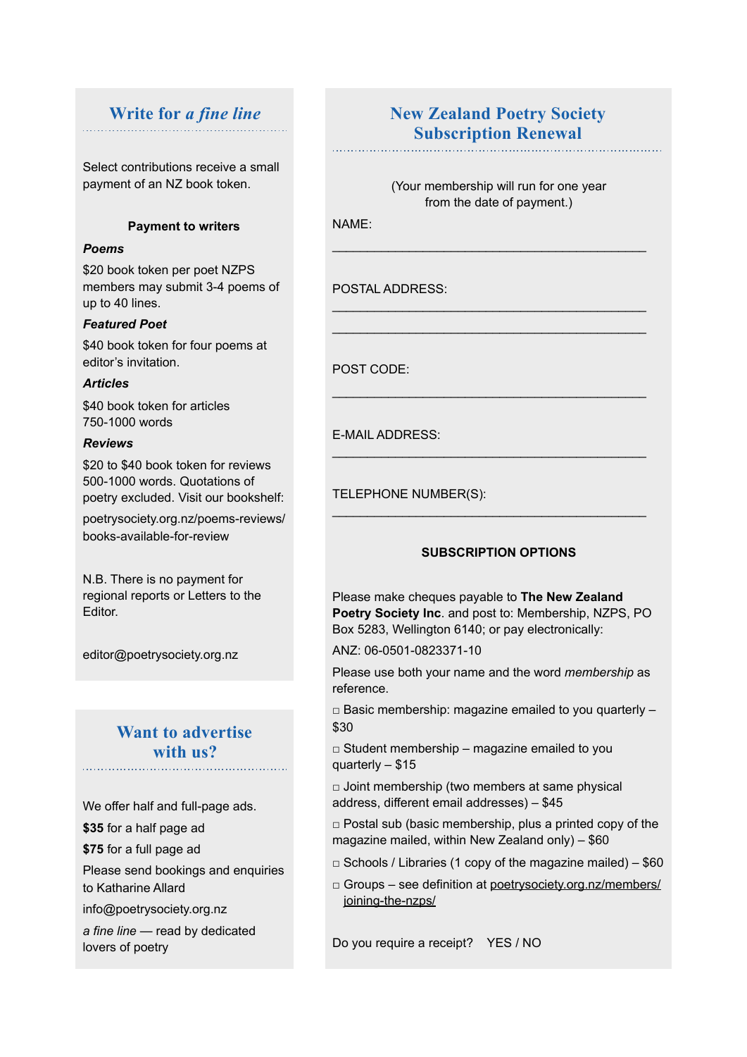## Write for *a fine line*

Select contributions receive a small payment of an NZ book token.

**Payment to writers**

***Poems***

$20 book token per poet NZPS members may submit 3-4 poems of up to 40 lines.

***Featured Poet***

$40 book token for four poems at editor's invitation.

***Articles***

$40 book token for articles 750-1000 words

***Reviews***

$20 to $40 book token for reviews 500-1000 words. Quotations of poetry excluded. Visit our bookshelf:

poetrysociety.org.nz/poems-reviews/books-available-for-review

N.B. There is no payment for regional reports or Letters to the Editor.

editor@poetrysociety.org.nz

## Want to advertise with us?

We offer half and full-page ads.

**$35** for a half page ad

**$75** for a full page ad

Please send bookings and enquiries to Katharine Allard

info@poetrysociety.org.nz

*a fine line* — read by dedicated lovers of poetry

## New Zealand Poetry Society Subscription Renewal

(Your membership will run for one year from the date of payment.)

NAME:

_____________________________________________

POSTAL ADDRESS:

_____________________________________________

_____________________________________________

POST CODE:

_____________________________________________

E-MAIL ADDRESS:

_____________________________________________

TELEPHONE NUMBER(S):

_____________________________________________

**SUBSCRIPTION OPTIONS**

Please make cheques payable to **The New Zealand Poetry Society Inc**. and post to: Membership, NZPS, PO Box 5283, Wellington 6140; or pay electronically:

ANZ: 06-0501-0823371-10

Please use both your name and the word *membership* as reference.

□ Basic membership: magazine emailed to you quarterly – $30

□ Student membership – magazine emailed to you quarterly – $15

□ Joint membership (two members at same physical address, different email addresses) – $45

□ Postal sub (basic membership, plus a printed copy of the magazine mailed, within New Zealand only) – $60

□ Schools / Libraries (1 copy of the magazine mailed) – $60

□ Groups – see definition at poetrysociety.org.nz/members/joining-the-nzps/

Do you require a receipt? YES / NO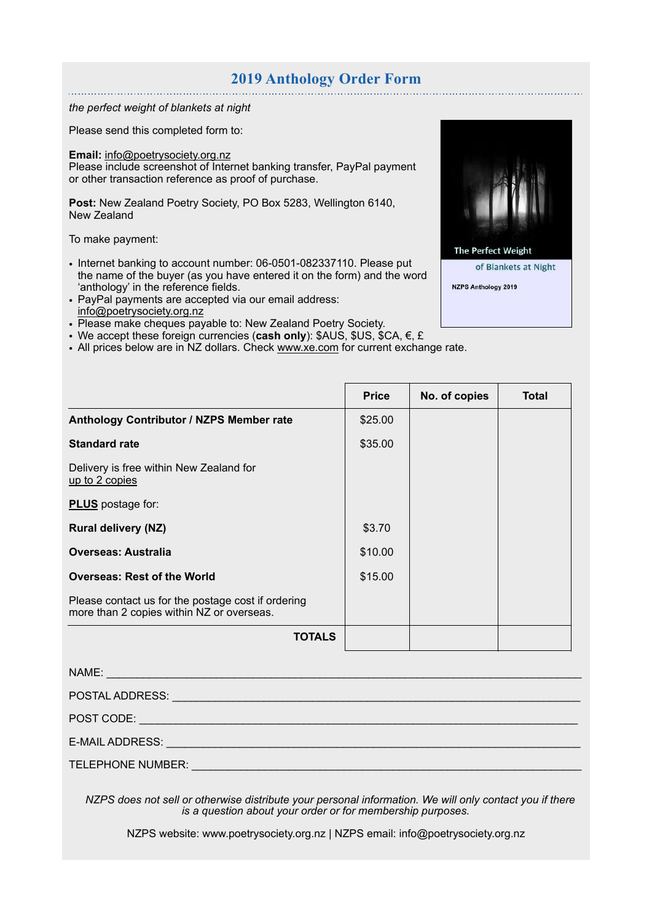# 2019 Anthology Order Form

*the perfect weight of blankets at night*

Please send this completed form to:

**Email:** info@poetrysociety.org.nz
Please include screenshot of Internet banking transfer, PayPal payment or other transaction reference as proof of purchase.

**Post:** New Zealand Poetry Society, PO Box 5283, Wellington 6140, New Zealand

To make payment:

- Internet banking to account number: 06-0501-082337110. Please put the name of the buyer (as you have entered it on the form) and the word 'anthology' in the reference fields.
- PayPal payments are accepted via our email address: info@poetrysociety.org.nz
- Please make cheques payable to: New Zealand Poetry Society.
- We accept these foreign currencies (**cash only**): $AUS, $US, $CA, €, £
- All prices below are in NZ dollars. Check www.xe.com for current exchange rate.

The Perfect Weight of Blankets at Night

NZPS Anthology 2019

| | Price | No. of copies | Total |
|---|---|---|---|
| **Anthology Contributor / NZPS Member rate** | $25.00 | | |
| **Standard rate** | $35.00 | | |
| Delivery is free within New Zealand for up to 2 copies | | | |
| **PLUS** postage for: | | | |
| **Rural delivery (NZ)** | $3.70 | | |
| **Overseas: Australia** | $10.00 | | |
| **Overseas: Rest of the World** | $15.00 | | |
| Please contact us for the postage cost if ordering more than 2 copies within NZ or overseas. | | | |
| **TOTALS** | | | |

NAME: ______________________________

POSTAL ADDRESS: ______________________________

POST CODE: ______________________________

E-MAIL ADDRESS: ______________________________

TELEPHONE NUMBER: ______________________________

*NZPS does not sell or otherwise distribute your personal information. We will only contact you if there is a question about your order or for membership purposes.*

NZPS website: www.poetrysociety.org.nz | NZPS email: info@poetrysociety.org.nz